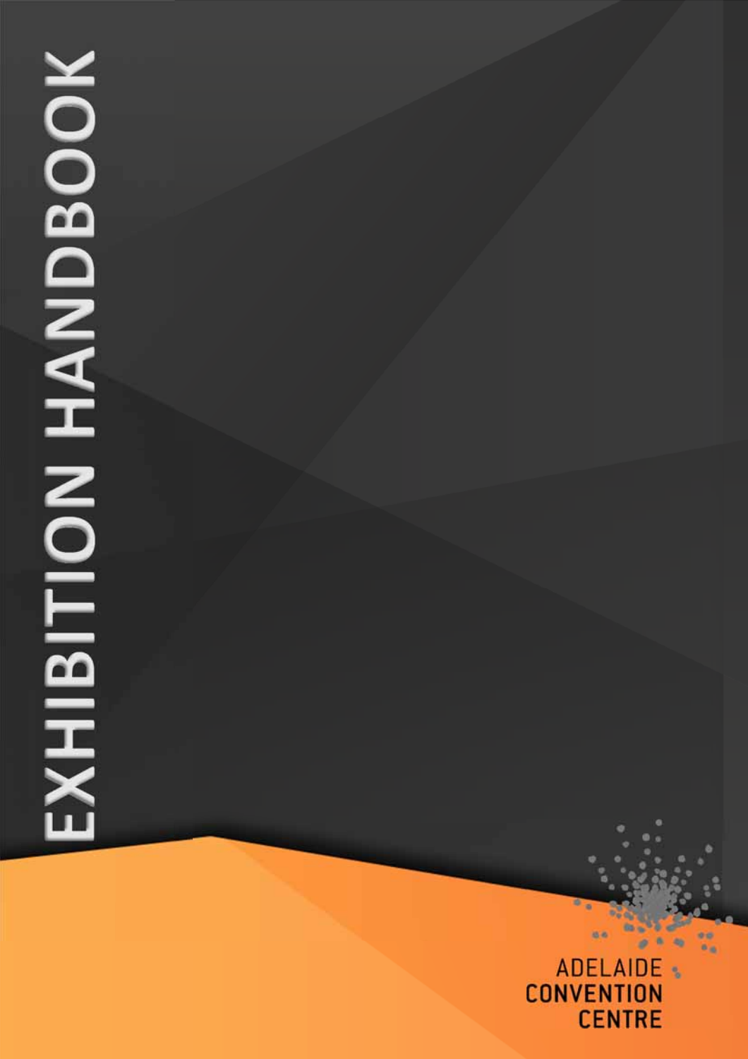# EXHIBITION HANDBOOK

ADELAIDE CONVENTION CENTRE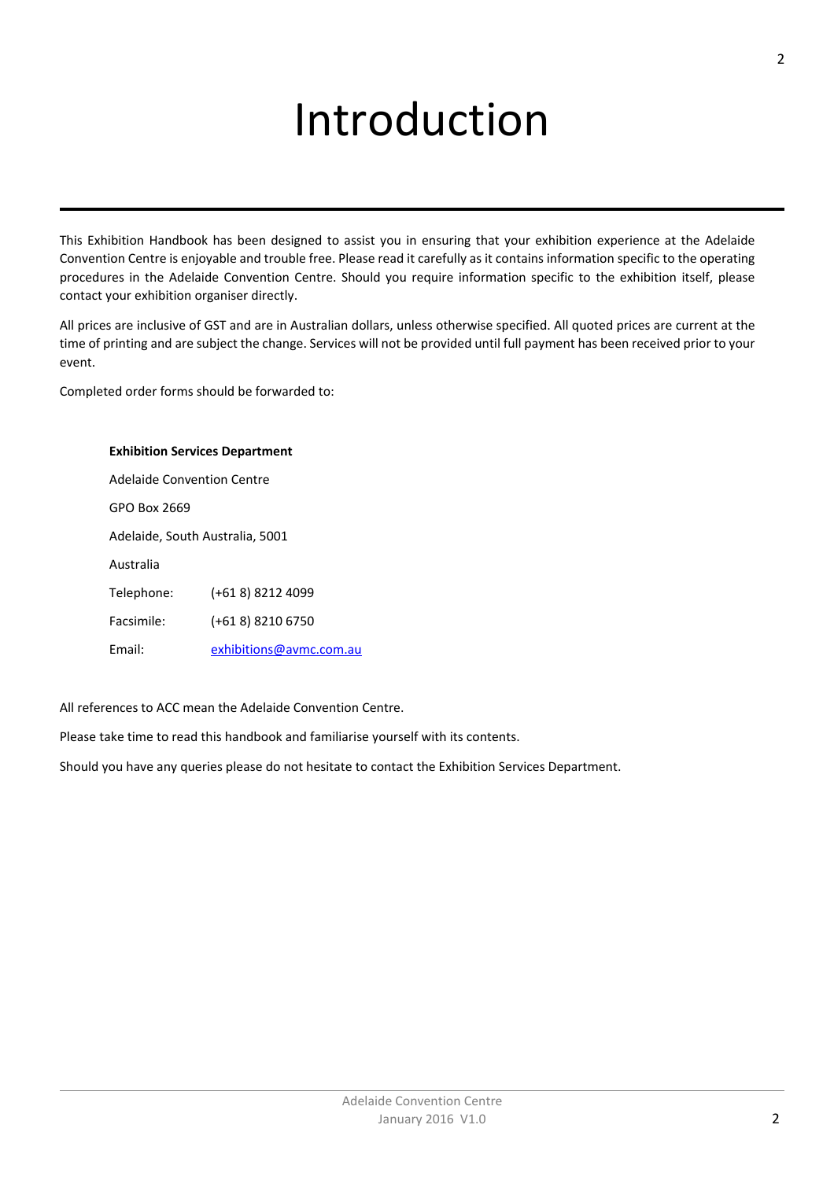# Introduction

This Exhibition Handbook has been designed to assist you in ensuring that your exhibition experience at the Adelaide Convention Centre is enjoyable and trouble free. Please read it carefully as it contains information specific to the operating procedures in the Adelaide Convention Centre. Should you require information specific to the exhibition itself, please contact your exhibition organiser directly.

All prices are inclusive of GST and are in Australian dollars, unless otherwise specified. All quoted prices are current at the time of printing and are subject the change. Services will not be provided until full payment has been received prior to your event.

Completed order forms should be forwarded to:

**Exhibition Services Department**

Adelaide Convention Centre

GPO Box 2669

Adelaide, South Australia, 5001

Australia

Telephone: (+61 8) 8212 4099

Facsimile: (+61 8) 8210 6750

Email: exhibitions@avmc.com.au

All references to ACC mean the Adelaide Convention Centre.

Please take time to read this handbook and familiarise yourself with its contents.

Should you have any queries please do not hesitate to contact the Exhibition Services Department.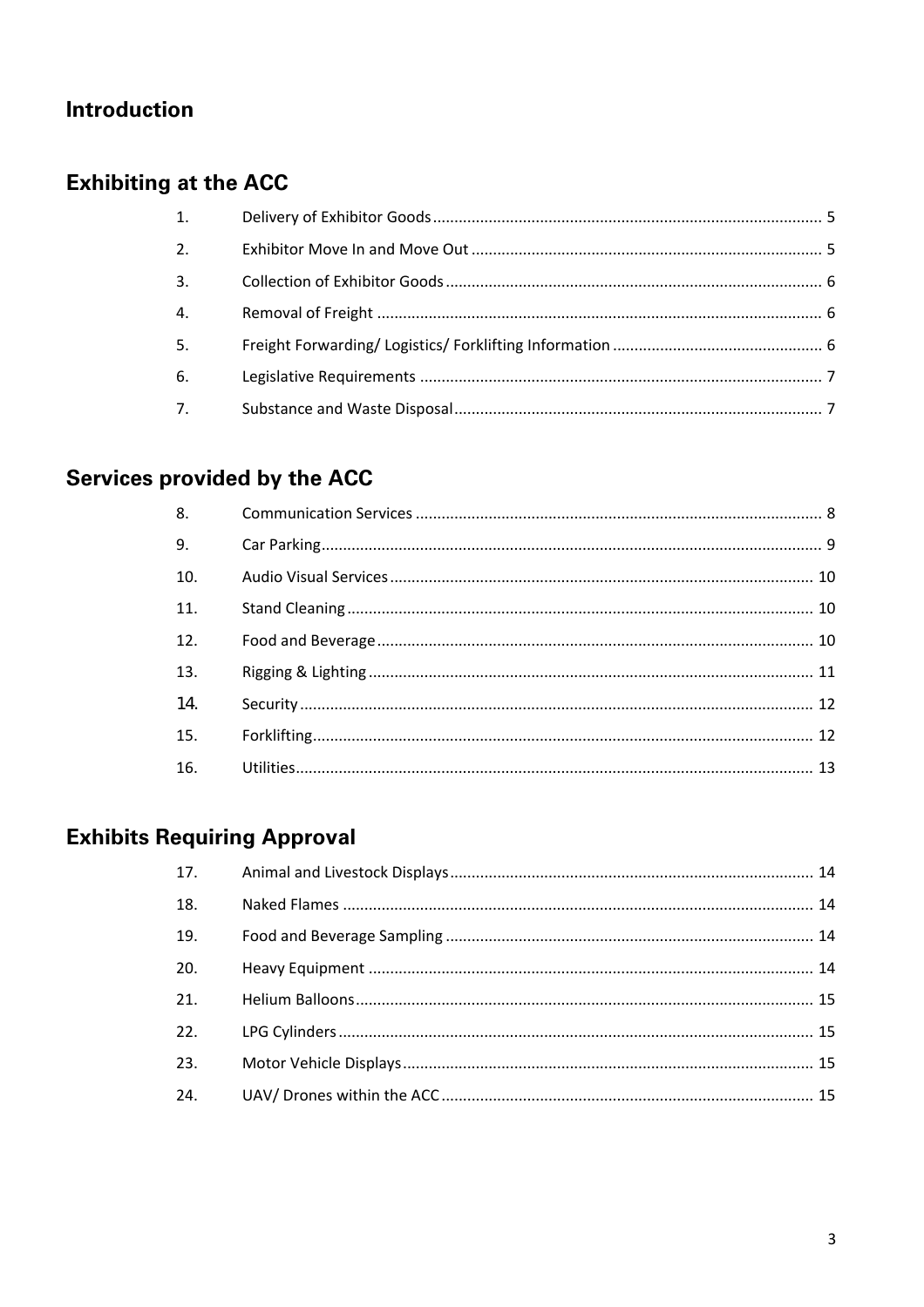## Introduction

## Exhibiting at the ACC

| | | |
|---|---|---|
| 1. | Delivery of Exhibitor Goods | 5 |
| 2. | Exhibitor Move In and Move Out | 5 |
| 3. | Collection of Exhibitor Goods | 6 |
| 4. | Removal of Freight | 6 |
| 5. | Freight Forwarding/ Logistics/ Forklifting Information | 6 |
| 6. | Legislative Requirements | 7 |
| 7. | Substance and Waste Disposal | 7 |

## Services provided by the ACC

| | | |
|---|---|---|
| 8. | Communication Services | 8 |
| 9. | Car Parking | 9 |
| 10. | Audio Visual Services | 10 |
| 11. | Stand Cleaning | 10 |
| 12. | Food and Beverage | 10 |
| 13. | Rigging & Lighting | 11 |
| 14. | Security | 12 |
| 15. | Forklifting | 12 |
| 16. | Utilities | 13 |

## Exhibits Requiring Approval

| | | |
|---|---|---|
| 17. | Animal and Livestock Displays | 14 |
| 18. | Naked Flames | 14 |
| 19. | Food and Beverage Sampling | 14 |
| 20. | Heavy Equipment | 14 |
| 21. | Helium Balloons | 15 |
| 22. | LPG Cylinders | 15 |
| 23. | Motor Vehicle Displays | 15 |
| 24. | UAV/ Drones within the ACC | 15 |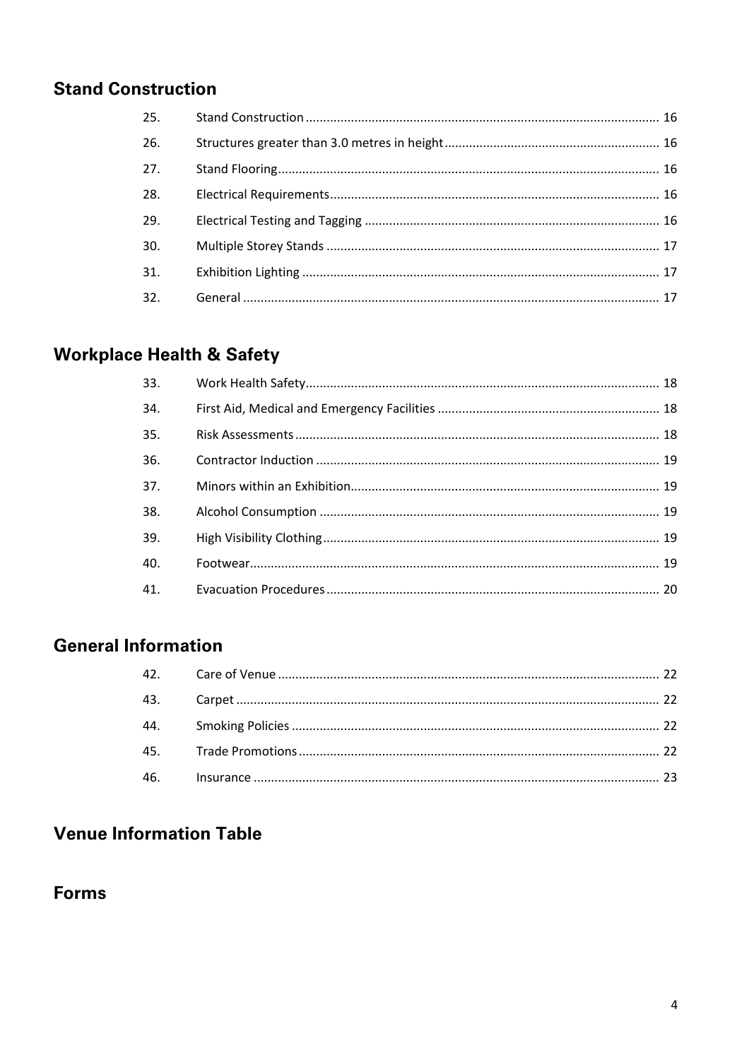## Stand Construction

| | | |
|---|---|---|
| 25. | Stand Construction | 16 |
| 26. | Structures greater than 3.0 metres in height | 16 |
| 27. | Stand Flooring | 16 |
| 28. | Electrical Requirements | 16 |
| 29. | Electrical Testing and Tagging | 16 |
| 30. | Multiple Storey Stands | 17 |
| 31. | Exhibition Lighting | 17 |
| 32. | General | 17 |

## Workplace Health & Safety

| | | |
|---|---|---|
| 33. | Work Health Safety | 18 |
| 34. | First Aid, Medical and Emergency Facilities | 18 |
| 35. | Risk Assessments | 18 |
| 36. | Contractor Induction | 19 |
| 37. | Minors within an Exhibition | 19 |
| 38. | Alcohol Consumption | 19 |
| 39. | High Visibility Clothing | 19 |
| 40. | Footwear | 19 |
| 41. | Evacuation Procedures | 20 |

## General Information

| | | |
|---|---|---|
| 42. | Care of Venue | 22 |
| 43. | Carpet | 22 |
| 44. | Smoking Policies | 22 |
| 45. | Trade Promotions | 22 |
| 46. | Insurance | 23 |

## Venue Information Table

## Forms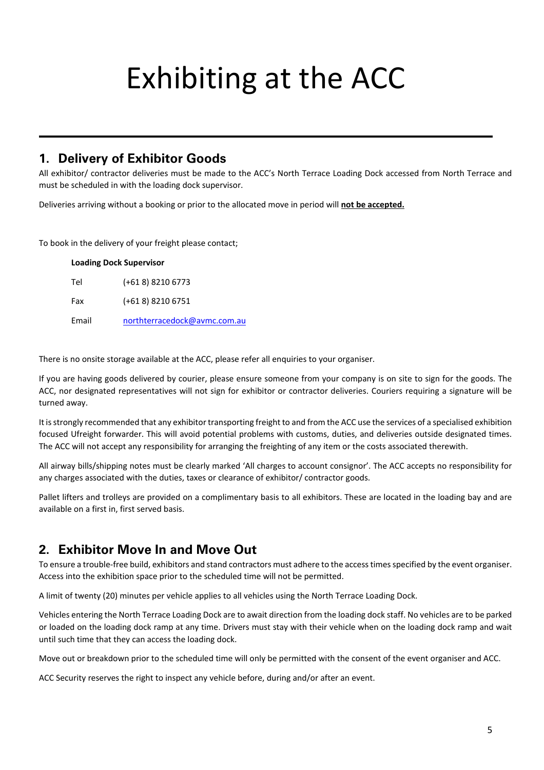# Exhibiting at the ACC

## 1. Delivery of Exhibitor Goods

All exhibitor/ contractor deliveries must be made to the ACC's North Terrace Loading Dock accessed from North Terrace and must be scheduled in with the loading dock supervisor.

Deliveries arriving without a booking or prior to the allocated move in period will **not be accepted.**

To book in the delivery of your freight please contact;

**Loading Dock Supervisor**

| | |
|---|---|
| Tel | (+61 8) 8210 6773 |
| Fax | (+61 8) 8210 6751 |
| Email | northterracedock@avmc.com.au |

There is no onsite storage available at the ACC, please refer all enquiries to your organiser.

If you are having goods delivered by courier, please ensure someone from your company is on site to sign for the goods. The ACC, nor designated representatives will not sign for exhibitor or contractor deliveries. Couriers requiring a signature will be turned away.

It is strongly recommended that any exhibitor transporting freight to and from the ACC use the services of a specialised exhibition focused Ufreight forwarder. This will avoid potential problems with customs, duties, and deliveries outside designated times. The ACC will not accept any responsibility for arranging the freighting of any item or the costs associated therewith.

All airway bills/shipping notes must be clearly marked 'All charges to account consignor'. The ACC accepts no responsibility for any charges associated with the duties, taxes or clearance of exhibitor/ contractor goods.

Pallet lifters and trolleys are provided on a complimentary basis to all exhibitors. These are located in the loading bay and are available on a first in, first served basis.

## 2. Exhibitor Move In and Move Out

To ensure a trouble-free build, exhibitors and stand contractors must adhere to the access times specified by the event organiser. Access into the exhibition space prior to the scheduled time will not be permitted.

A limit of twenty (20) minutes per vehicle applies to all vehicles using the North Terrace Loading Dock.

Vehicles entering the North Terrace Loading Dock are to await direction from the loading dock staff. No vehicles are to be parked or loaded on the loading dock ramp at any time. Drivers must stay with their vehicle when on the loading dock ramp and wait until such time that they can access the loading dock.

Move out or breakdown prior to the scheduled time will only be permitted with the consent of the event organiser and ACC.

ACC Security reserves the right to inspect any vehicle before, during and/or after an event.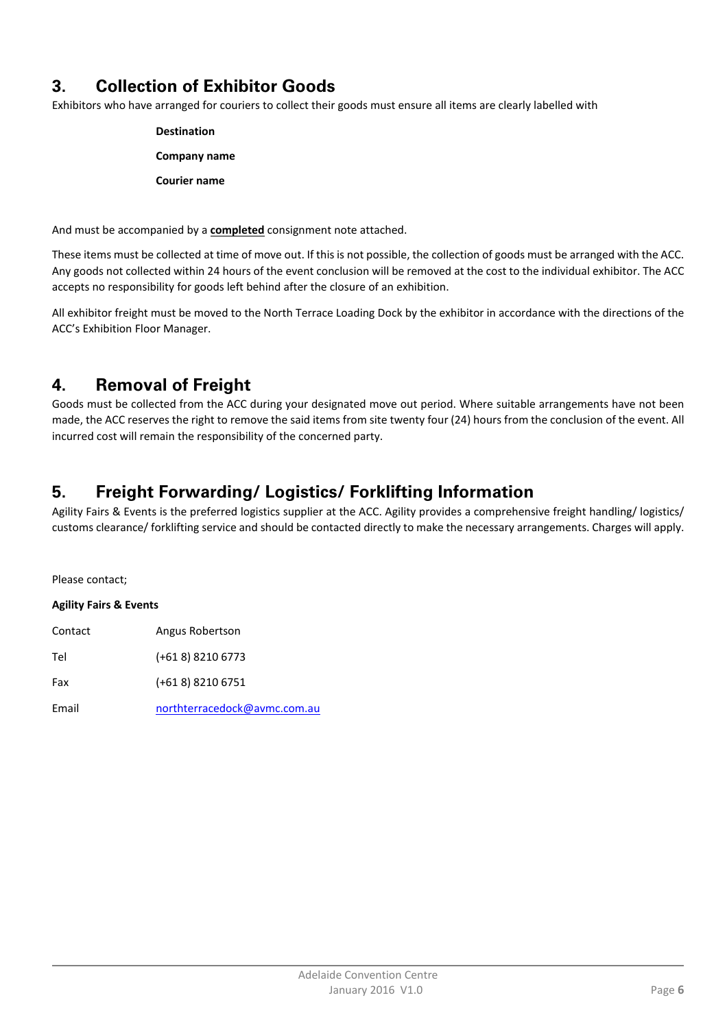## 3. Collection of Exhibitor Goods

Exhibitors who have arranged for couriers to collect their goods must ensure all items are clearly labelled with

**Destination**

**Company name**

**Courier name**

And must be accompanied by a **completed** consignment note attached.

These items must be collected at time of move out. If this is not possible, the collection of goods must be arranged with the ACC. Any goods not collected within 24 hours of the event conclusion will be removed at the cost to the individual exhibitor. The ACC accepts no responsibility for goods left behind after the closure of an exhibition.

All exhibitor freight must be moved to the North Terrace Loading Dock by the exhibitor in accordance with the directions of the ACC's Exhibition Floor Manager.

## 4. Removal of Freight

Goods must be collected from the ACC during your designated move out period. Where suitable arrangements have not been made, the ACC reserves the right to remove the said items from site twenty four (24) hours from the conclusion of the event. All incurred cost will remain the responsibility of the concerned party.

## 5. Freight Forwarding/ Logistics/ Forklifting Information

Agility Fairs & Events is the preferred logistics supplier at the ACC. Agility provides a comprehensive freight handling/ logistics/ customs clearance/ forklifting service and should be contacted directly to make the necessary arrangements. Charges will apply.

Please contact;

**Agility Fairs & Events**

| | |
|---|---|
| Contact | Angus Robertson |
| Tel | (+61 8) 8210 6773 |
| Fax | (+61 8) 8210 6751 |
| Email | northterracedock@avmc.com.au |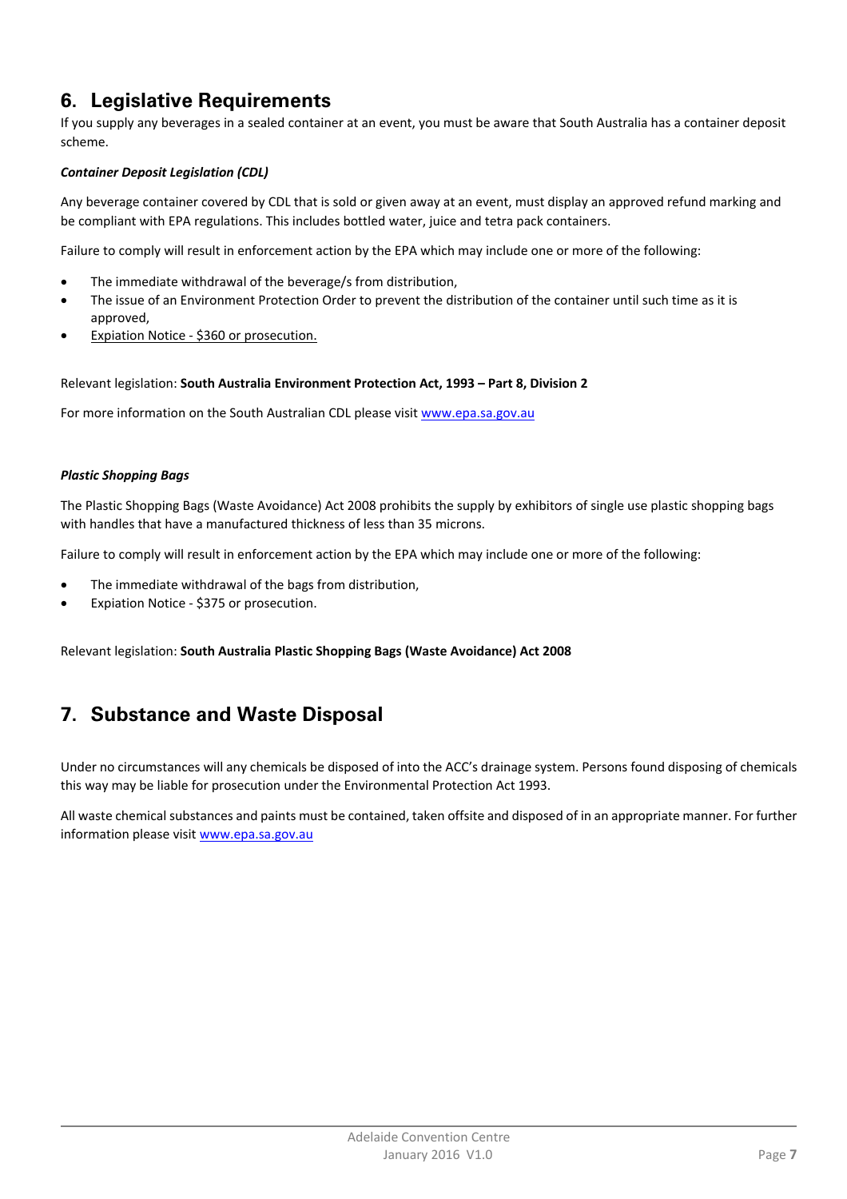## 6. Legislative Requirements

If you supply any beverages in a sealed container at an event, you must be aware that South Australia has a container deposit scheme.

***Container Deposit Legislation (CDL)***

Any beverage container covered by CDL that is sold or given away at an event, must display an approved refund marking and be compliant with EPA regulations. This includes bottled water, juice and tetra pack containers.

Failure to comply will result in enforcement action by the EPA which may include one or more of the following:

- The immediate withdrawal of the beverage/s from distribution,
- The issue of an Environment Protection Order to prevent the distribution of the container until such time as it is approved,
- Expiation Notice - $360 or prosecution.

Relevant legislation: **South Australia Environment Protection Act, 1993 – Part 8, Division 2**

For more information on the South Australian CDL please visit www.epa.sa.gov.au

***Plastic Shopping Bags***

The Plastic Shopping Bags (Waste Avoidance) Act 2008 prohibits the supply by exhibitors of single use plastic shopping bags with handles that have a manufactured thickness of less than 35 microns.

Failure to comply will result in enforcement action by the EPA which may include one or more of the following:

- The immediate withdrawal of the bags from distribution,
- Expiation Notice - $375 or prosecution.

Relevant legislation: **South Australia Plastic Shopping Bags (Waste Avoidance) Act 2008**

## 7. Substance and Waste Disposal

Under no circumstances will any chemicals be disposed of into the ACC's drainage system. Persons found disposing of chemicals this way may be liable for prosecution under the Environmental Protection Act 1993.

All waste chemical substances and paints must be contained, taken offsite and disposed of in an appropriate manner. For further information please visit www.epa.sa.gov.au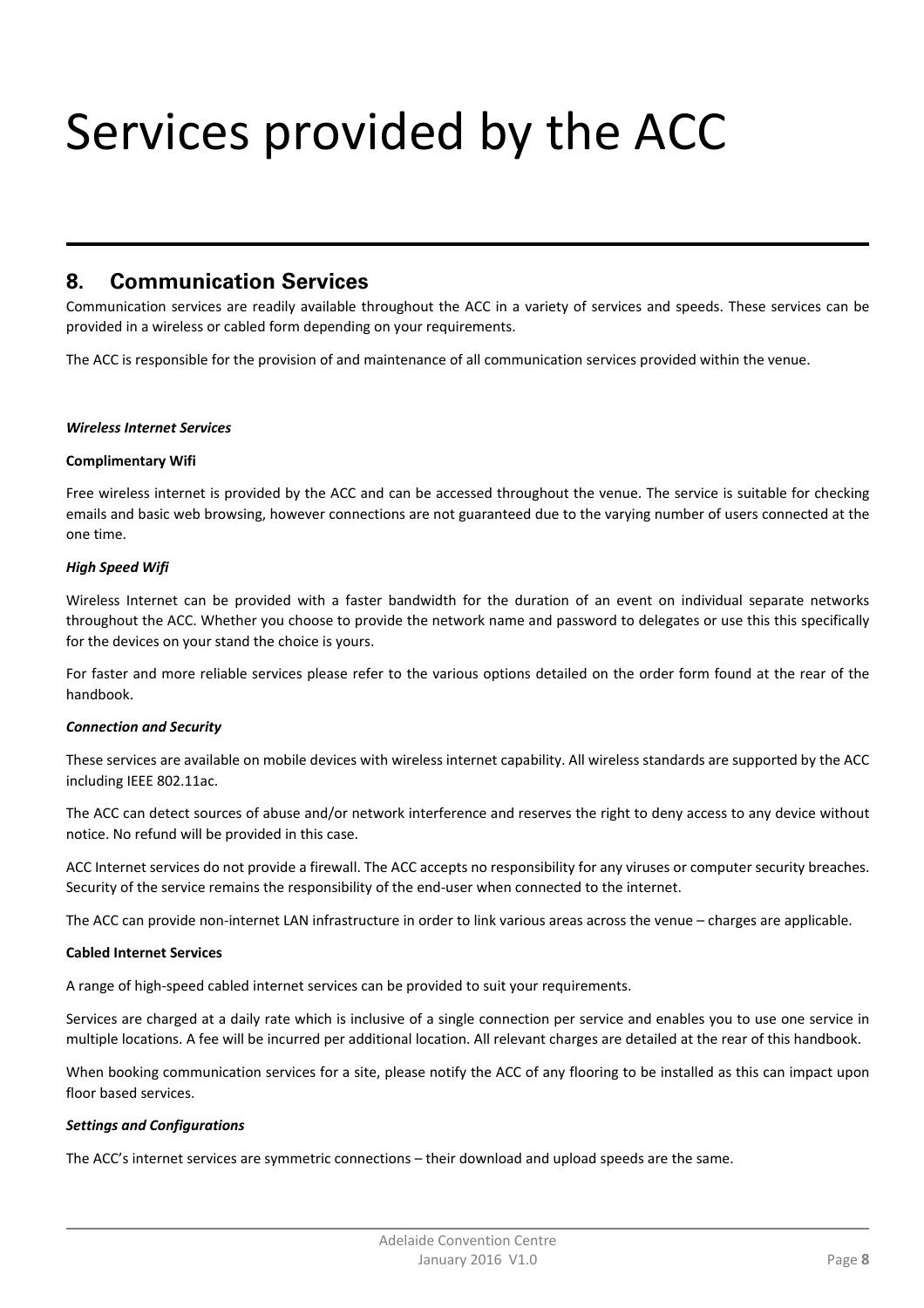# Services provided by the ACC

## 8. Communication Services

Communication services are readily available throughout the ACC in a variety of services and speeds. These services can be provided in a wireless or cabled form depending on your requirements.

The ACC is responsible for the provision of and maintenance of all communication services provided within the venue.

***Wireless Internet Services***

**Complimentary Wifi**

Free wireless internet is provided by the ACC and can be accessed throughout the venue. The service is suitable for checking emails and basic web browsing, however connections are not guaranteed due to the varying number of users connected at the one time.

***High Speed Wifi***

Wireless Internet can be provided with a faster bandwidth for the duration of an event on individual separate networks throughout the ACC. Whether you choose to provide the network name and password to delegates or use this this specifically for the devices on your stand the choice is yours.

For faster and more reliable services please refer to the various options detailed on the order form found at the rear of the handbook.

***Connection and Security***

These services are available on mobile devices with wireless internet capability. All wireless standards are supported by the ACC including IEEE 802.11ac.

The ACC can detect sources of abuse and/or network interference and reserves the right to deny access to any device without notice. No refund will be provided in this case.

ACC Internet services do not provide a firewall. The ACC accepts no responsibility for any viruses or computer security breaches. Security of the service remains the responsibility of the end-user when connected to the internet.

The ACC can provide non-internet LAN infrastructure in order to link various areas across the venue – charges are applicable.

**Cabled Internet Services**

A range of high-speed cabled internet services can be provided to suit your requirements.

Services are charged at a daily rate which is inclusive of a single connection per service and enables you to use one service in multiple locations. A fee will be incurred per additional location. All relevant charges are detailed at the rear of this handbook.

When booking communication services for a site, please notify the ACC of any flooring to be installed as this can impact upon floor based services.

***Settings and Configurations***

The ACC's internet services are symmetric connections – their download and upload speeds are the same.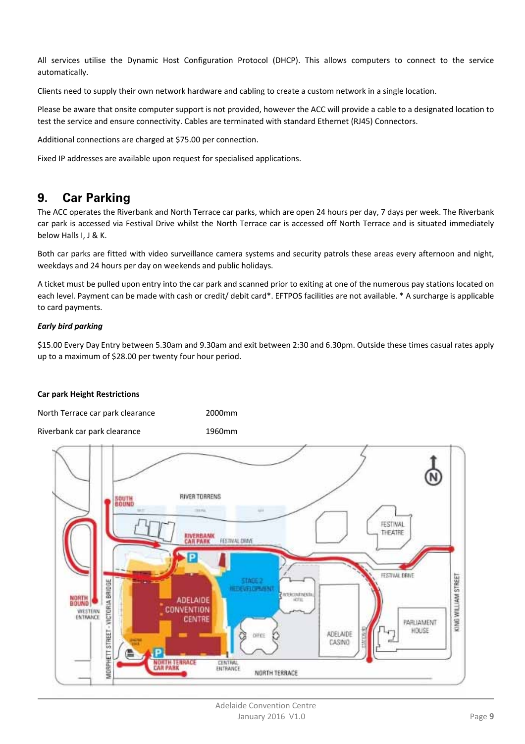All services utilise the Dynamic Host Configuration Protocol (DHCP). This allows computers to connect to the service automatically.

Clients need to supply their own network hardware and cabling to create a custom network in a single location.

Please be aware that onsite computer support is not provided, however the ACC will provide a cable to a designated location to test the service and ensure connectivity. Cables are terminated with standard Ethernet (RJ45) Connectors.

Additional connections are charged at $75.00 per connection.

Fixed IP addresses are available upon request for specialised applications.

## 9. Car Parking

The ACC operates the Riverbank and North Terrace car parks, which are open 24 hours per day, 7 days per week. The Riverbank car park is accessed via Festival Drive whilst the North Terrace car is accessed off North Terrace and is situated immediately below Halls I, J & K.

Both car parks are fitted with video surveillance camera systems and security patrols these areas every afternoon and night, weekdays and 24 hours per day on weekends and public holidays.

A ticket must be pulled upon entry into the car park and scanned prior to exiting at one of the numerous pay stations located on each level. Payment can be made with cash or credit/ debit card*. EFTPOS facilities are not available. * A surcharge is applicable to card payments.

***Early bird parking***

$15.00 Every Day Entry between 5.30am and 9.30am and exit between 2:30 and 6.30pm. Outside these times casual rates apply up to a maximum of $28.00 per twenty four hour period.

**Car park Height Restrictions**

| | |
|---|---|
| North Terrace car park clearance | 2000mm |
| Riverbank car park clearance | 1960mm |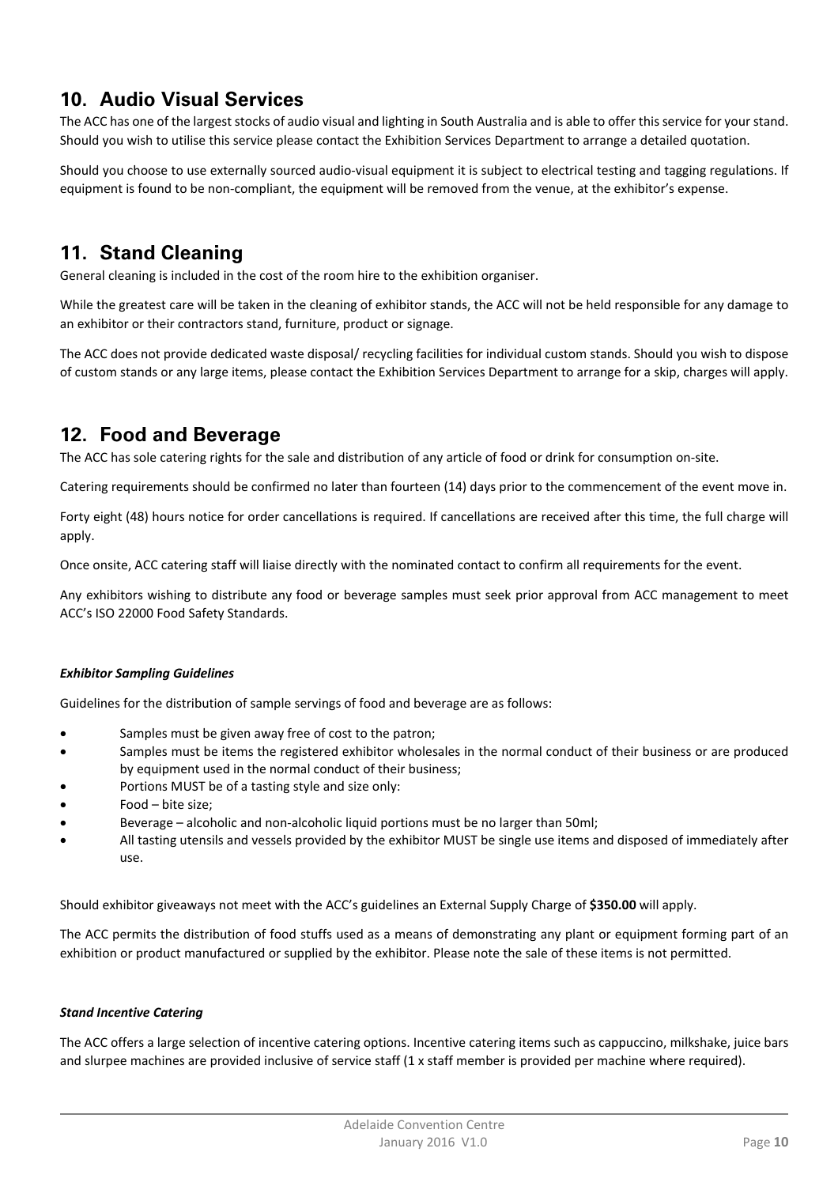## 10. Audio Visual Services

The ACC has one of the largest stocks of audio visual and lighting in South Australia and is able to offer this service for your stand. Should you wish to utilise this service please contact the Exhibition Services Department to arrange a detailed quotation.

Should you choose to use externally sourced audio-visual equipment it is subject to electrical testing and tagging regulations. If equipment is found to be non-compliant, the equipment will be removed from the venue, at the exhibitor's expense.

## 11. Stand Cleaning

General cleaning is included in the cost of the room hire to the exhibition organiser.

While the greatest care will be taken in the cleaning of exhibitor stands, the ACC will not be held responsible for any damage to an exhibitor or their contractors stand, furniture, product or signage.

The ACC does not provide dedicated waste disposal/ recycling facilities for individual custom stands. Should you wish to dispose of custom stands or any large items, please contact the Exhibition Services Department to arrange for a skip, charges will apply.

## 12. Food and Beverage

The ACC has sole catering rights for the sale and distribution of any article of food or drink for consumption on-site.

Catering requirements should be confirmed no later than fourteen (14) days prior to the commencement of the event move in.

Forty eight (48) hours notice for order cancellations is required. If cancellations are received after this time, the full charge will apply.

Once onsite, ACC catering staff will liaise directly with the nominated contact to confirm all requirements for the event.

Any exhibitors wishing to distribute any food or beverage samples must seek prior approval from ACC management to meet ACC's ISO 22000 Food Safety Standards.

***Exhibitor Sampling Guidelines***

Guidelines for the distribution of sample servings of food and beverage are as follows:

- Samples must be given away free of cost to the patron;
- Samples must be items the registered exhibitor wholesales in the normal conduct of their business or are produced by equipment used in the normal conduct of their business;
- Portions MUST be of a tasting style and size only:
- Food – bite size;
- Beverage – alcoholic and non-alcoholic liquid portions must be no larger than 50ml;
- All tasting utensils and vessels provided by the exhibitor MUST be single use items and disposed of immediately after use.

Should exhibitor giveaways not meet with the ACC's guidelines an External Supply Charge of **$350.00** will apply.

The ACC permits the distribution of food stuffs used as a means of demonstrating any plant or equipment forming part of an exhibition or product manufactured or supplied by the exhibitor. Please note the sale of these items is not permitted.

***Stand Incentive Catering***

The ACC offers a large selection of incentive catering options. Incentive catering items such as cappuccino, milkshake, juice bars and slurpee machines are provided inclusive of service staff (1 x staff member is provided per machine where required).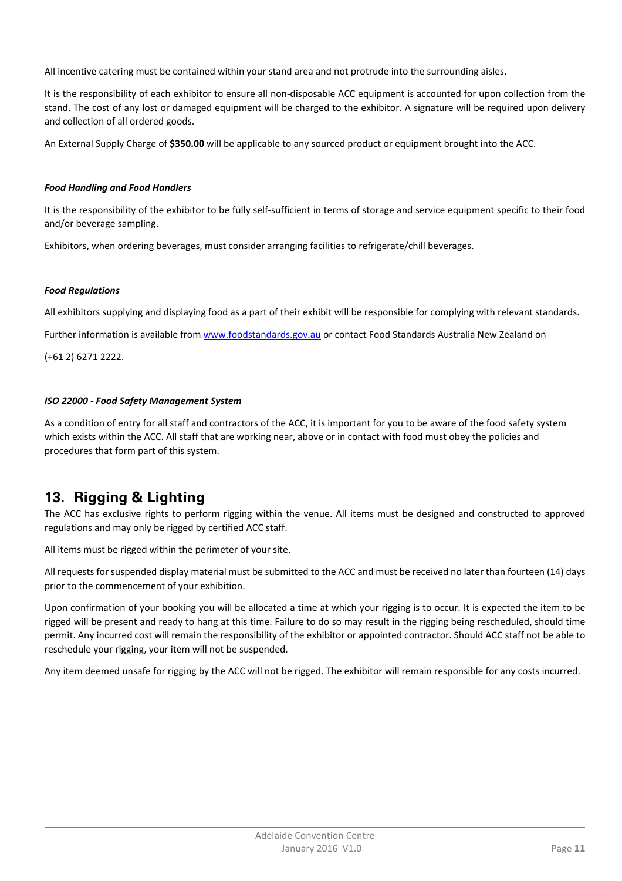All incentive catering must be contained within your stand area and not protrude into the surrounding aisles.

It is the responsibility of each exhibitor to ensure all non-disposable ACC equipment is accounted for upon collection from the stand. The cost of any lost or damaged equipment will be charged to the exhibitor. A signature will be required upon delivery and collection of all ordered goods.

An External Supply Charge of **$350.00** will be applicable to any sourced product or equipment brought into the ACC.

***Food Handling and Food Handlers***

It is the responsibility of the exhibitor to be fully self-sufficient in terms of storage and service equipment specific to their food and/or beverage sampling.

Exhibitors, when ordering beverages, must consider arranging facilities to refrigerate/chill beverages.

***Food Regulations***

All exhibitors supplying and displaying food as a part of their exhibit will be responsible for complying with relevant standards.

Further information is available from www.foodstandards.gov.au or contact Food Standards Australia New Zealand on

(+61 2) 6271 2222.

***ISO 22000 - Food Safety Management System***

As a condition of entry for all staff and contractors of the ACC, it is important for you to be aware of the food safety system which exists within the ACC. All staff that are working near, above or in contact with food must obey the policies and procedures that form part of this system.

## 13. Rigging & Lighting

The ACC has exclusive rights to perform rigging within the venue. All items must be designed and constructed to approved regulations and may only be rigged by certified ACC staff.

All items must be rigged within the perimeter of your site.

All requests for suspended display material must be submitted to the ACC and must be received no later than fourteen (14) days prior to the commencement of your exhibition.

Upon confirmation of your booking you will be allocated a time at which your rigging is to occur. It is expected the item to be rigged will be present and ready to hang at this time. Failure to do so may result in the rigging being rescheduled, should time permit. Any incurred cost will remain the responsibility of the exhibitor or appointed contractor. Should ACC staff not be able to reschedule your rigging, your item will not be suspended.

Any item deemed unsafe for rigging by the ACC will not be rigged. The exhibitor will remain responsible for any costs incurred.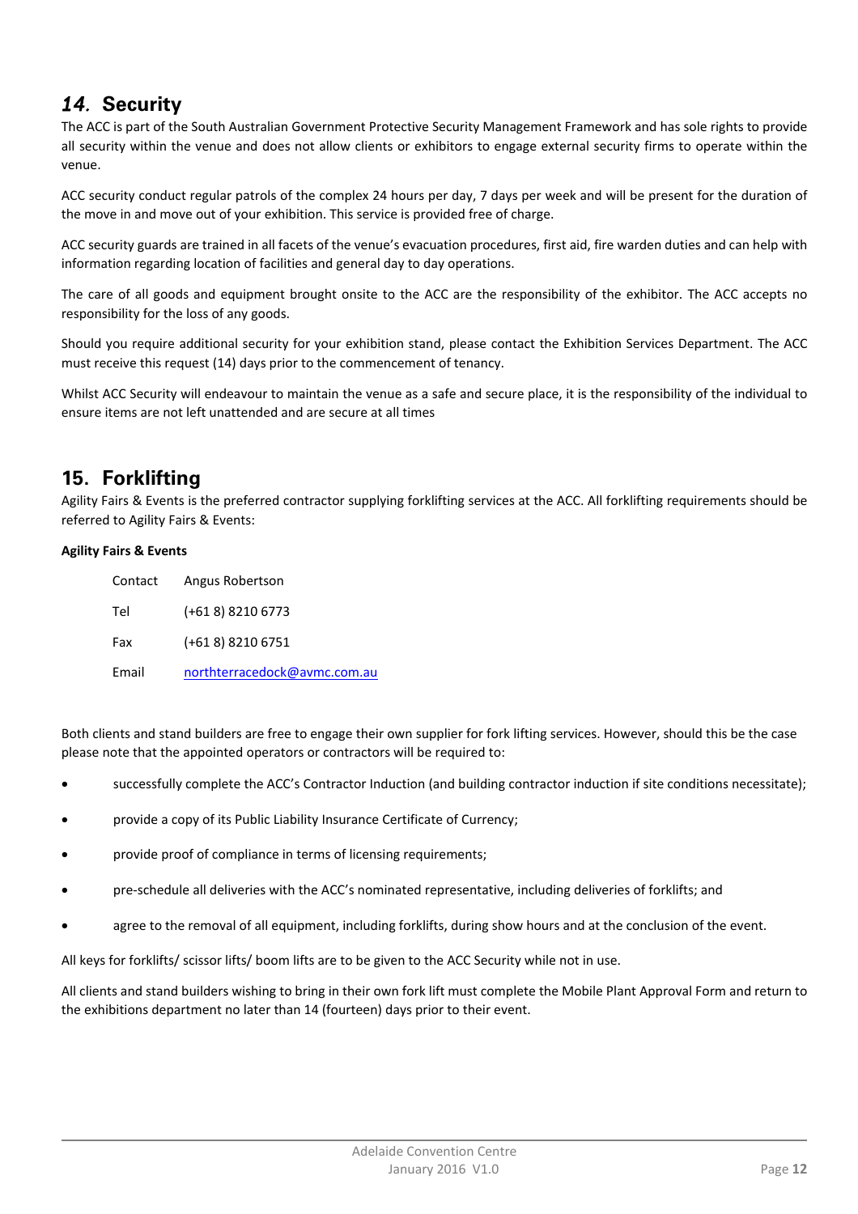## *14.* Security

The ACC is part of the South Australian Government Protective Security Management Framework and has sole rights to provide all security within the venue and does not allow clients or exhibitors to engage external security firms to operate within the venue.

ACC security conduct regular patrols of the complex 24 hours per day, 7 days per week and will be present for the duration of the move in and move out of your exhibition. This service is provided free of charge.

ACC security guards are trained in all facets of the venue's evacuation procedures, first aid, fire warden duties and can help with information regarding location of facilities and general day to day operations.

The care of all goods and equipment brought onsite to the ACC are the responsibility of the exhibitor. The ACC accepts no responsibility for the loss of any goods.

Should you require additional security for your exhibition stand, please contact the Exhibition Services Department. The ACC must receive this request (14) days prior to the commencement of tenancy.

Whilst ACC Security will endeavour to maintain the venue as a safe and secure place, it is the responsibility of the individual to ensure items are not left unattended and are secure at all times

## 15. Forklifting

Agility Fairs & Events is the preferred contractor supplying forklifting services at the ACC. All forklifting requirements should be referred to Agility Fairs & Events:

**Agility Fairs & Events**

| | |
|---|---|
| Contact | Angus Robertson |
| Tel | (+61 8) 8210 6773 |
| Fax | (+61 8) 8210 6751 |
| Email | northterracedock@avmc.com.au |

Both clients and stand builders are free to engage their own supplier for fork lifting services. However, should this be the case please note that the appointed operators or contractors will be required to:

- successfully complete the ACC's Contractor Induction (and building contractor induction if site conditions necessitate);
- provide a copy of its Public Liability Insurance Certificate of Currency;
- provide proof of compliance in terms of licensing requirements;
- pre-schedule all deliveries with the ACC's nominated representative, including deliveries of forklifts; and
- agree to the removal of all equipment, including forklifts, during show hours and at the conclusion of the event.

All keys for forklifts/ scissor lifts/ boom lifts are to be given to the ACC Security while not in use.

All clients and stand builders wishing to bring in their own fork lift must complete the Mobile Plant Approval Form and return to the exhibitions department no later than 14 (fourteen) days prior to their event.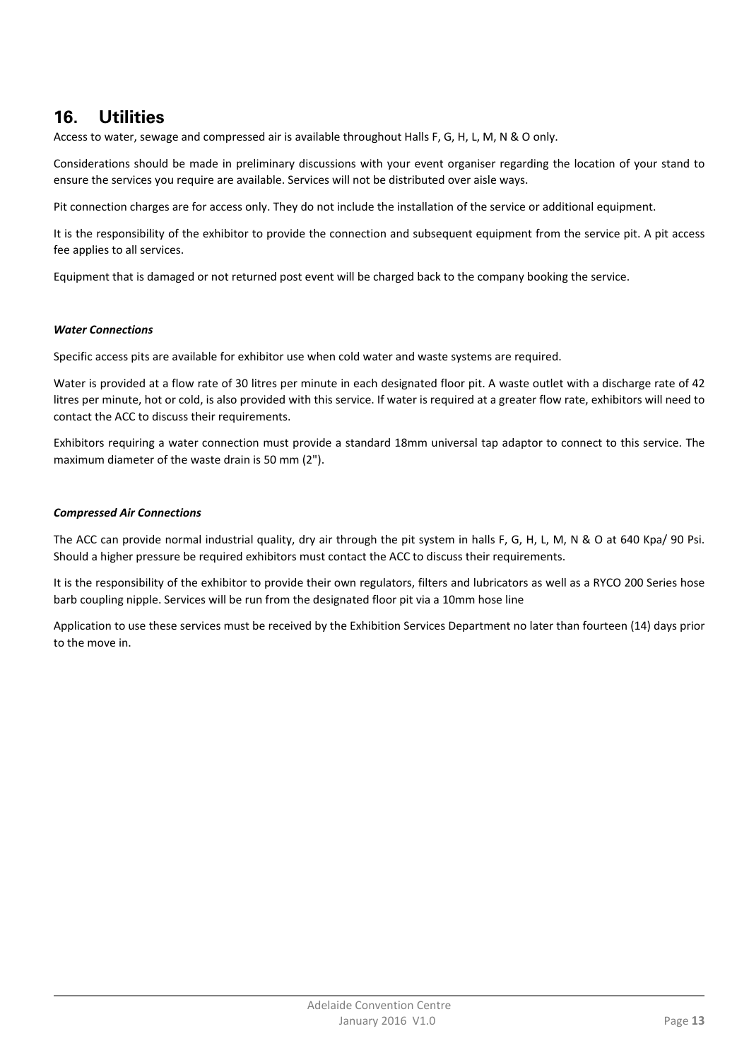## 16. Utilities

Access to water, sewage and compressed air is available throughout Halls F, G, H, L, M, N & O only.

Considerations should be made in preliminary discussions with your event organiser regarding the location of your stand to ensure the services you require are available. Services will not be distributed over aisle ways.

Pit connection charges are for access only. They do not include the installation of the service or additional equipment.

It is the responsibility of the exhibitor to provide the connection and subsequent equipment from the service pit. A pit access fee applies to all services.

Equipment that is damaged or not returned post event will be charged back to the company booking the service.

***Water Connections***

Specific access pits are available for exhibitor use when cold water and waste systems are required.

Water is provided at a flow rate of 30 litres per minute in each designated floor pit. A waste outlet with a discharge rate of 42 litres per minute, hot or cold, is also provided with this service. If water is required at a greater flow rate, exhibitors will need to contact the ACC to discuss their requirements.

Exhibitors requiring a water connection must provide a standard 18mm universal tap adaptor to connect to this service. The maximum diameter of the waste drain is 50 mm (2").

***Compressed Air Connections***

The ACC can provide normal industrial quality, dry air through the pit system in halls F, G, H, L, M, N & O at 640 Kpa/ 90 Psi. Should a higher pressure be required exhibitors must contact the ACC to discuss their requirements.

It is the responsibility of the exhibitor to provide their own regulators, filters and lubricators as well as a RYCO 200 Series hose barb coupling nipple. Services will be run from the designated floor pit via a 10mm hose line

Application to use these services must be received by the Exhibition Services Department no later than fourteen (14) days prior to the move in.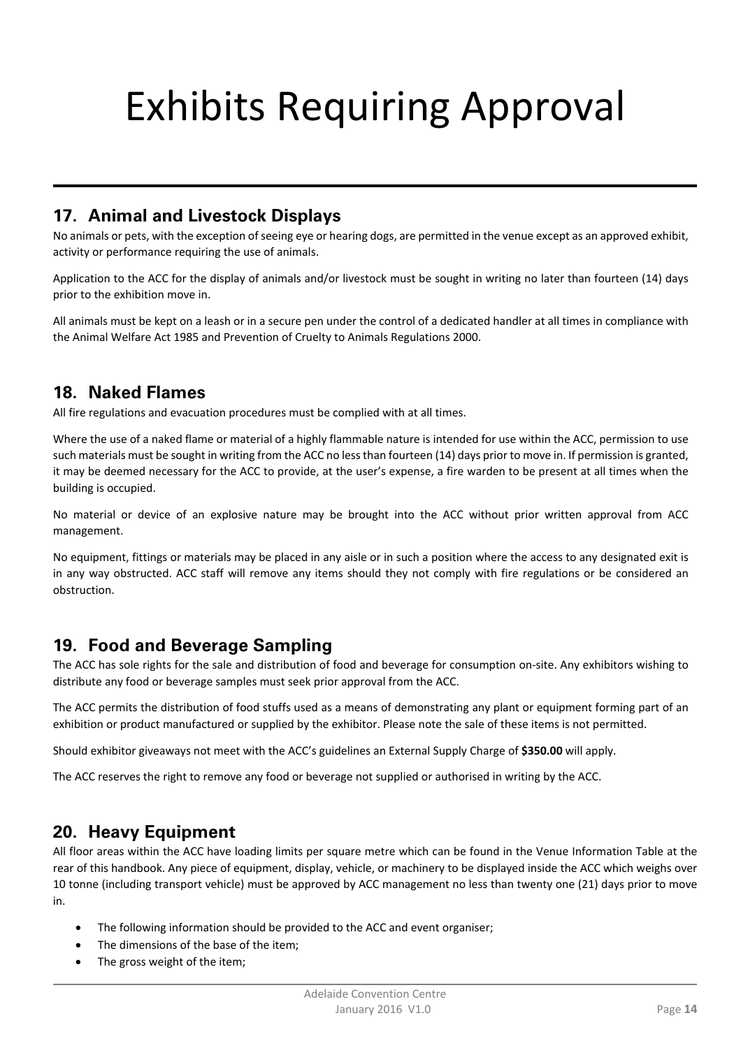# Exhibits Requiring Approval

## 17. Animal and Livestock Displays

No animals or pets, with the exception of seeing eye or hearing dogs, are permitted in the venue except as an approved exhibit, activity or performance requiring the use of animals.

Application to the ACC for the display of animals and/or livestock must be sought in writing no later than fourteen (14) days prior to the exhibition move in.

All animals must be kept on a leash or in a secure pen under the control of a dedicated handler at all times in compliance with the Animal Welfare Act 1985 and Prevention of Cruelty to Animals Regulations 2000.

## 18. Naked Flames

All fire regulations and evacuation procedures must be complied with at all times.

Where the use of a naked flame or material of a highly flammable nature is intended for use within the ACC, permission to use such materials must be sought in writing from the ACC no less than fourteen (14) days prior to move in. If permission is granted, it may be deemed necessary for the ACC to provide, at the user's expense, a fire warden to be present at all times when the building is occupied.

No material or device of an explosive nature may be brought into the ACC without prior written approval from ACC management.

No equipment, fittings or materials may be placed in any aisle or in such a position where the access to any designated exit is in any way obstructed. ACC staff will remove any items should they not comply with fire regulations or be considered an obstruction.

## 19. Food and Beverage Sampling

The ACC has sole rights for the sale and distribution of food and beverage for consumption on-site. Any exhibitors wishing to distribute any food or beverage samples must seek prior approval from the ACC.

The ACC permits the distribution of food stuffs used as a means of demonstrating any plant or equipment forming part of an exhibition or product manufactured or supplied by the exhibitor. Please note the sale of these items is not permitted.

Should exhibitor giveaways not meet with the ACC's guidelines an External Supply Charge of **$350.00** will apply.

The ACC reserves the right to remove any food or beverage not supplied or authorised in writing by the ACC.

## 20. Heavy Equipment

All floor areas within the ACC have loading limits per square metre which can be found in the Venue Information Table at the rear of this handbook. Any piece of equipment, display, vehicle, or machinery to be displayed inside the ACC which weighs over 10 tonne (including transport vehicle) must be approved by ACC management no less than twenty one (21) days prior to move in.

- The following information should be provided to the ACC and event organiser;
- The dimensions of the base of the item;
- The gross weight of the item;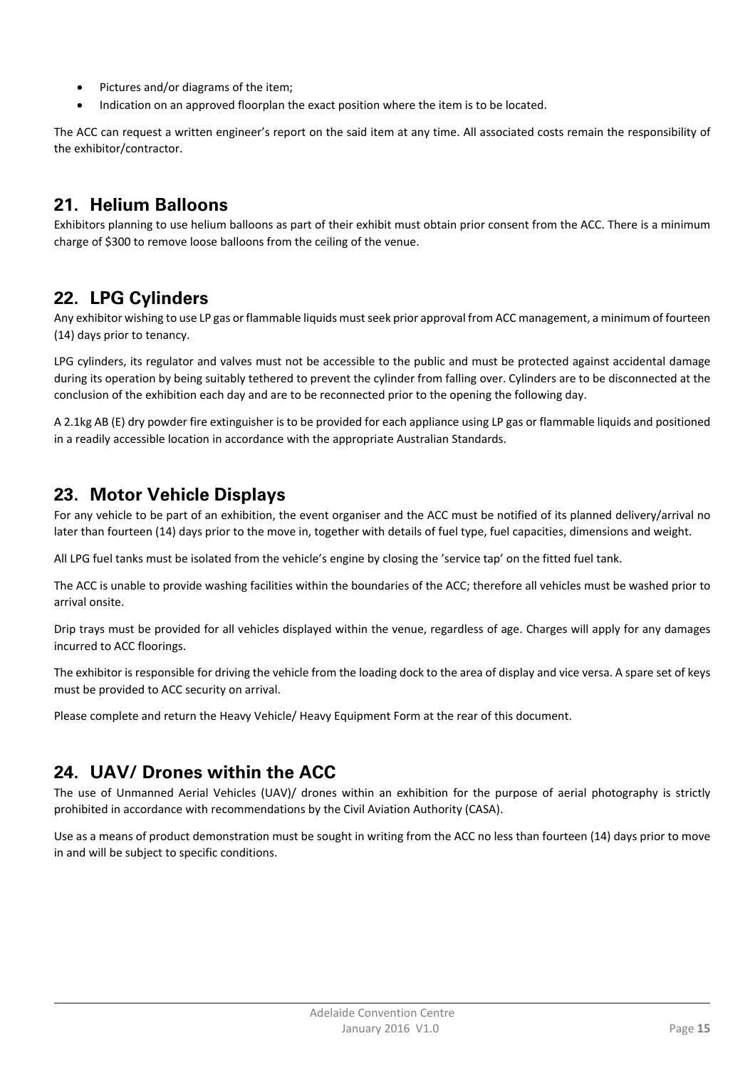- Pictures and/or diagrams of the item;
- Indication on an approved floorplan the exact position where the item is to be located.

The ACC can request a written engineer's report on the said item at any time. All associated costs remain the responsibility of the exhibitor/contractor.

## 21. Helium Balloons

Exhibitors planning to use helium balloons as part of their exhibit must obtain prior consent from the ACC. There is a minimum charge of $300 to remove loose balloons from the ceiling of the venue.

## 22. LPG Cylinders

Any exhibitor wishing to use LP gas or flammable liquids must seek prior approval from ACC management, a minimum of fourteen (14) days prior to tenancy.

LPG cylinders, its regulator and valves must not be accessible to the public and must be protected against accidental damage during its operation by being suitably tethered to prevent the cylinder from falling over. Cylinders are to be disconnected at the conclusion of the exhibition each day and are to be reconnected prior to the opening the following day.

A 2.1kg AB (E) dry powder fire extinguisher is to be provided for each appliance using LP gas or flammable liquids and positioned in a readily accessible location in accordance with the appropriate Australian Standards.

## 23. Motor Vehicle Displays

For any vehicle to be part of an exhibition, the event organiser and the ACC must be notified of its planned delivery/arrival no later than fourteen (14) days prior to the move in, together with details of fuel type, fuel capacities, dimensions and weight.

All LPG fuel tanks must be isolated from the vehicle's engine by closing the 'service tap' on the fitted fuel tank.

The ACC is unable to provide washing facilities within the boundaries of the ACC; therefore all vehicles must be washed prior to arrival onsite.

Drip trays must be provided for all vehicles displayed within the venue, regardless of age. Charges will apply for any damages incurred to ACC floorings.

The exhibitor is responsible for driving the vehicle from the loading dock to the area of display and vice versa. A spare set of keys must be provided to ACC security on arrival.

Please complete and return the Heavy Vehicle/ Heavy Equipment Form at the rear of this document.

## 24. UAV/ Drones within the ACC

The use of Unmanned Aerial Vehicles (UAV)/ drones within an exhibition for the purpose of aerial photography is strictly prohibited in accordance with recommendations by the Civil Aviation Authority (CASA).

Use as a means of product demonstration must be sought in writing from the ACC no less than fourteen (14) days prior to move in and will be subject to specific conditions.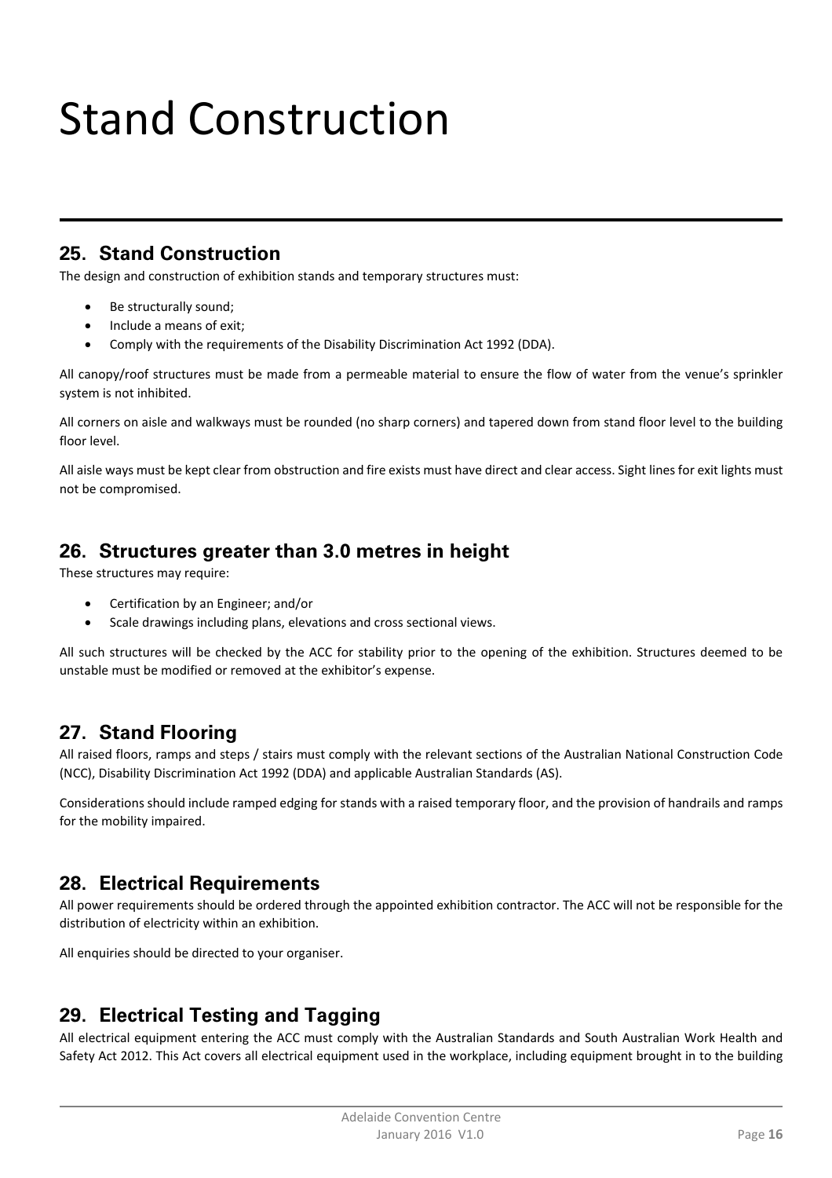# Stand Construction

## 25. Stand Construction

The design and construction of exhibition stands and temporary structures must:

- Be structurally sound;
- Include a means of exit;
- Comply with the requirements of the Disability Discrimination Act 1992 (DDA).

All canopy/roof structures must be made from a permeable material to ensure the flow of water from the venue's sprinkler system is not inhibited.

All corners on aisle and walkways must be rounded (no sharp corners) and tapered down from stand floor level to the building floor level.

All aisle ways must be kept clear from obstruction and fire exists must have direct and clear access. Sight lines for exit lights must not be compromised.

## 26. Structures greater than 3.0 metres in height

These structures may require:

- Certification by an Engineer; and/or
- Scale drawings including plans, elevations and cross sectional views.

All such structures will be checked by the ACC for stability prior to the opening of the exhibition. Structures deemed to be unstable must be modified or removed at the exhibitor's expense.

## 27. Stand Flooring

All raised floors, ramps and steps / stairs must comply with the relevant sections of the Australian National Construction Code (NCC), Disability Discrimination Act 1992 (DDA) and applicable Australian Standards (AS).

Considerations should include ramped edging for stands with a raised temporary floor, and the provision of handrails and ramps for the mobility impaired.

## 28. Electrical Requirements

All power requirements should be ordered through the appointed exhibition contractor. The ACC will not be responsible for the distribution of electricity within an exhibition.

All enquiries should be directed to your organiser.

## 29. Electrical Testing and Tagging

All electrical equipment entering the ACC must comply with the Australian Standards and South Australian Work Health and Safety Act 2012. This Act covers all electrical equipment used in the workplace, including equipment brought in to the building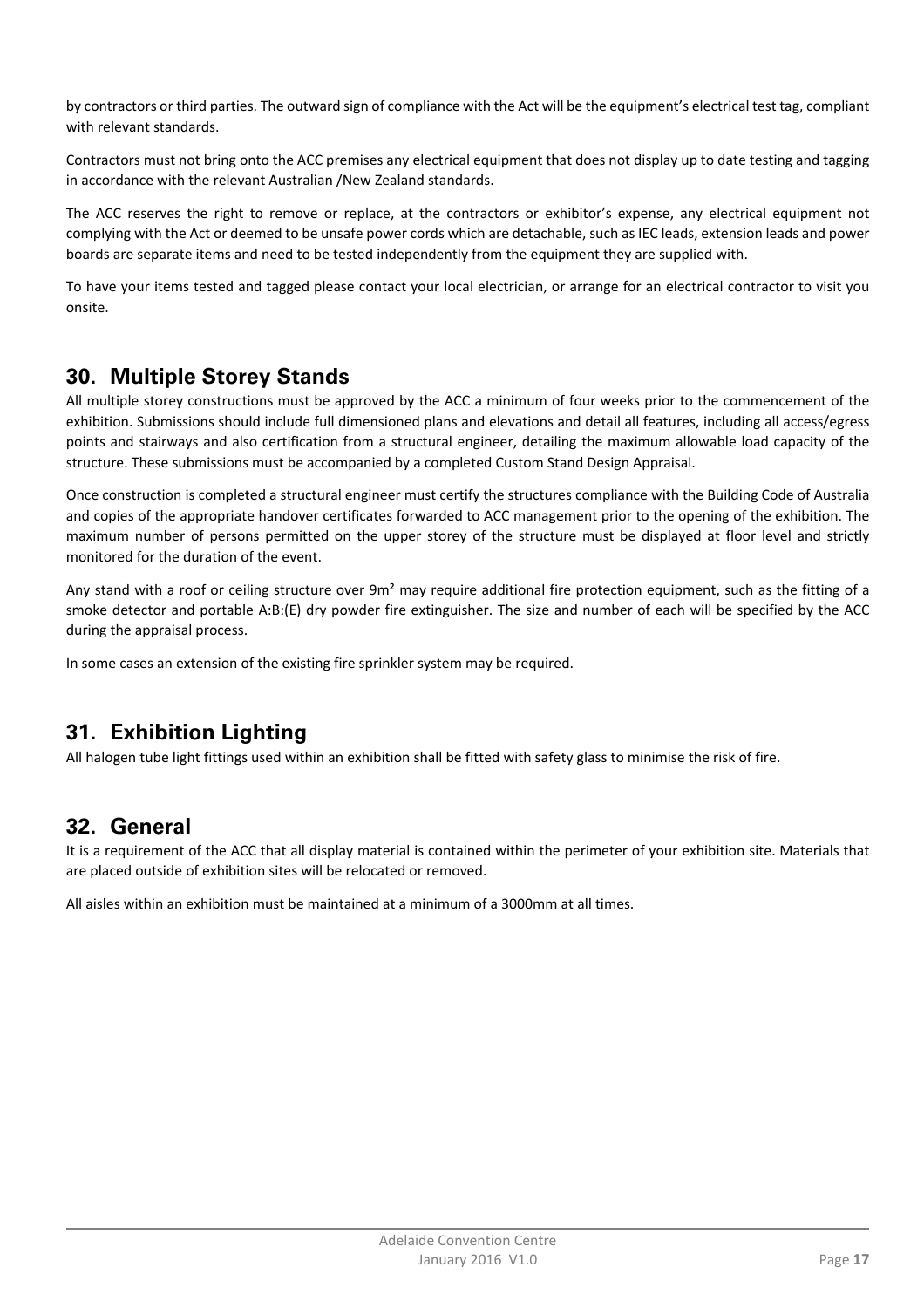by contractors or third parties. The outward sign of compliance with the Act will be the equipment's electrical test tag, compliant with relevant standards.

Contractors must not bring onto the ACC premises any electrical equipment that does not display up to date testing and tagging in accordance with the relevant Australian /New Zealand standards.

The ACC reserves the right to remove or replace, at the contractors or exhibitor's expense, any electrical equipment not complying with the Act or deemed to be unsafe power cords which are detachable, such as IEC leads, extension leads and power boards are separate items and need to be tested independently from the equipment they are supplied with.

To have your items tested and tagged please contact your local electrician, or arrange for an electrical contractor to visit you onsite.

## 30. Multiple Storey Stands

All multiple storey constructions must be approved by the ACC a minimum of four weeks prior to the commencement of the exhibition. Submissions should include full dimensioned plans and elevations and detail all features, including all access/egress points and stairways and also certification from a structural engineer, detailing the maximum allowable load capacity of the structure. These submissions must be accompanied by a completed Custom Stand Design Appraisal.

Once construction is completed a structural engineer must certify the structures compliance with the Building Code of Australia and copies of the appropriate handover certificates forwarded to ACC management prior to the opening of the exhibition. The maximum number of persons permitted on the upper storey of the structure must be displayed at floor level and strictly monitored for the duration of the event.

Any stand with a roof or ceiling structure over 9m² may require additional fire protection equipment, such as the fitting of a smoke detector and portable A:B:(E) dry powder fire extinguisher. The size and number of each will be specified by the ACC during the appraisal process.

In some cases an extension of the existing fire sprinkler system may be required.

## 31. Exhibition Lighting

All halogen tube light fittings used within an exhibition shall be fitted with safety glass to minimise the risk of fire.

## 32. General

It is a requirement of the ACC that all display material is contained within the perimeter of your exhibition site. Materials that are placed outside of exhibition sites will be relocated or removed.

All aisles within an exhibition must be maintained at a minimum of a 3000mm at all times.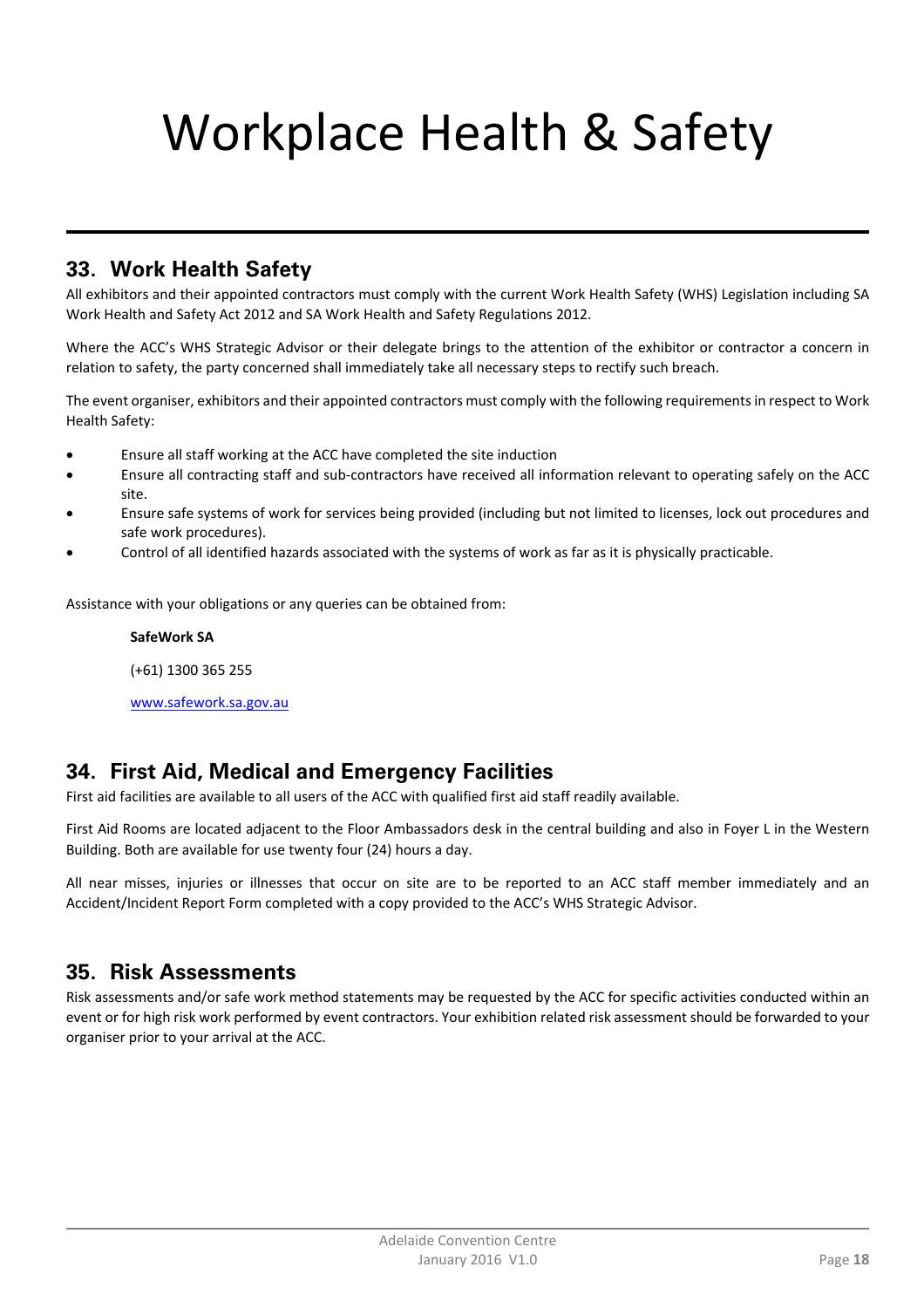# Workplace Health & Safety

## 33. Work Health Safety

All exhibitors and their appointed contractors must comply with the current Work Health Safety (WHS) Legislation including SA Work Health and Safety Act 2012 and SA Work Health and Safety Regulations 2012.

Where the ACC's WHS Strategic Advisor or their delegate brings to the attention of the exhibitor or contractor a concern in relation to safety, the party concerned shall immediately take all necessary steps to rectify such breach.

The event organiser, exhibitors and their appointed contractors must comply with the following requirements in respect to Work Health Safety:

- Ensure all staff working at the ACC have completed the site induction
- Ensure all contracting staff and sub-contractors have received all information relevant to operating safely on the ACC site.
- Ensure safe systems of work for services being provided (including but not limited to licenses, lock out procedures and safe work procedures).
- Control of all identified hazards associated with the systems of work as far as it is physically practicable.

Assistance with your obligations or any queries can be obtained from:

**SafeWork SA**

(+61) 1300 365 255

[www.safework.sa.gov.au](http://www.safework.sa.gov.au)

## 34. First Aid, Medical and Emergency Facilities

First aid facilities are available to all users of the ACC with qualified first aid staff readily available.

First Aid Rooms are located adjacent to the Floor Ambassadors desk in the central building and also in Foyer L in the Western Building. Both are available for use twenty four (24) hours a day.

All near misses, injuries or illnesses that occur on site are to be reported to an ACC staff member immediately and an Accident/Incident Report Form completed with a copy provided to the ACC's WHS Strategic Advisor.

## 35. Risk Assessments

Risk assessments and/or safe work method statements may be requested by the ACC for specific activities conducted within an event or for high risk work performed by event contractors. Your exhibition related risk assessment should be forwarded to your organiser prior to your arrival at the ACC.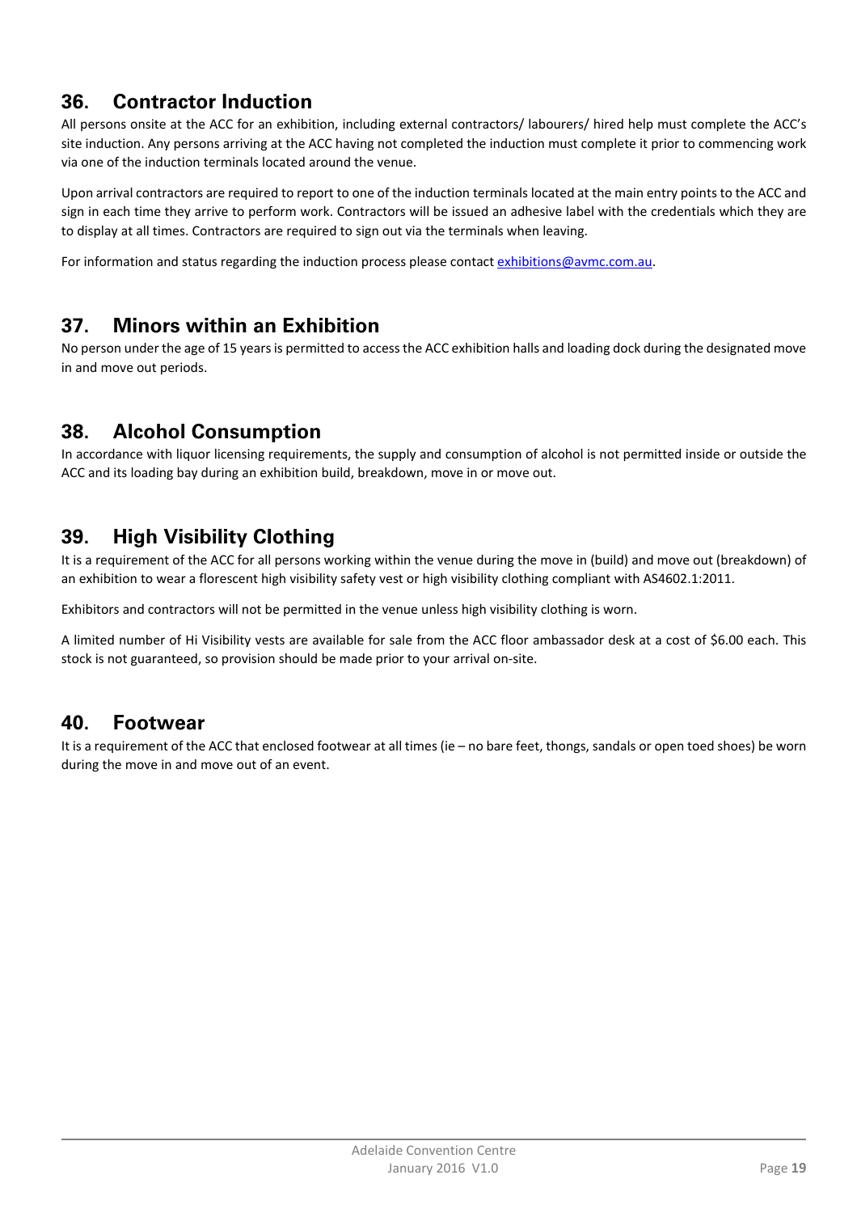## 36. Contractor Induction

All persons onsite at the ACC for an exhibition, including external contractors/ labourers/ hired help must complete the ACC's site induction. Any persons arriving at the ACC having not completed the induction must complete it prior to commencing work via one of the induction terminals located around the venue.

Upon arrival contractors are required to report to one of the induction terminals located at the main entry points to the ACC and sign in each time they arrive to perform work. Contractors will be issued an adhesive label with the credentials which they are to display at all times. Contractors are required to sign out via the terminals when leaving.

For information and status regarding the induction process please contact exhibitions@avmc.com.au.

## 37. Minors within an Exhibition

No person under the age of 15 years is permitted to access the ACC exhibition halls and loading dock during the designated move in and move out periods.

## 38. Alcohol Consumption

In accordance with liquor licensing requirements, the supply and consumption of alcohol is not permitted inside or outside the ACC and its loading bay during an exhibition build, breakdown, move in or move out.

## 39. High Visibility Clothing

It is a requirement of the ACC for all persons working within the venue during the move in (build) and move out (breakdown) of an exhibition to wear a florescent high visibility safety vest or high visibility clothing compliant with AS4602.1:2011.

Exhibitors and contractors will not be permitted in the venue unless high visibility clothing is worn.

A limited number of Hi Visibility vests are available for sale from the ACC floor ambassador desk at a cost of $6.00 each. This stock is not guaranteed, so provision should be made prior to your arrival on-site.

## 40. Footwear

It is a requirement of the ACC that enclosed footwear at all times (ie – no bare feet, thongs, sandals or open toed shoes) be worn during the move in and move out of an event.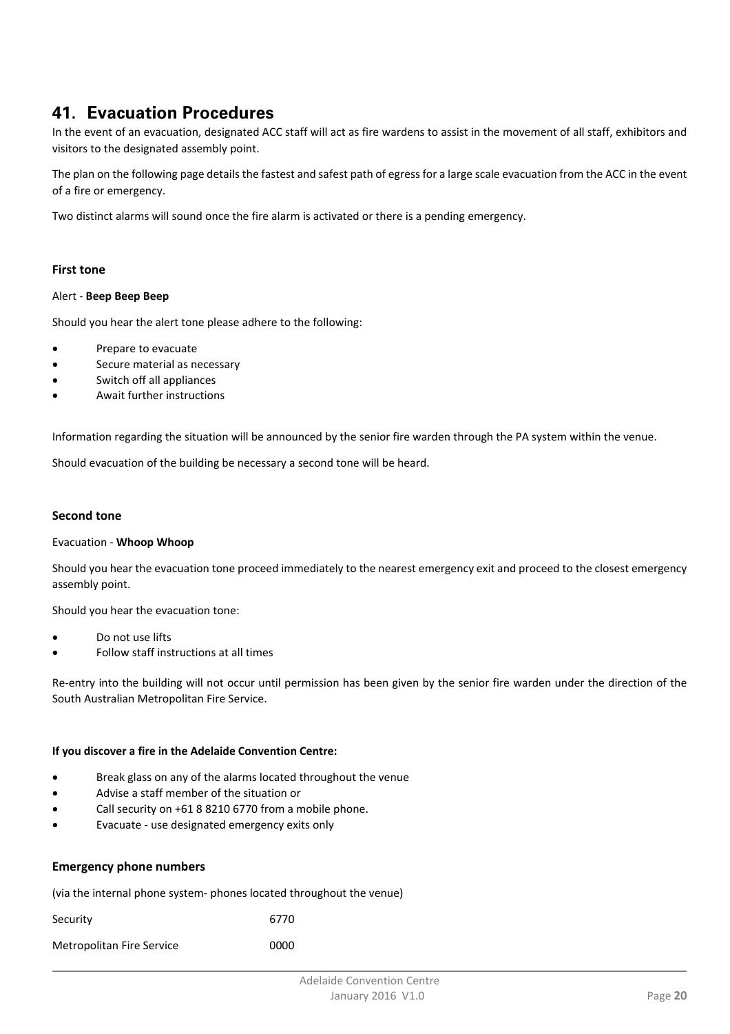## 41. Evacuation Procedures

In the event of an evacuation, designated ACC staff will act as fire wardens to assist in the movement of all staff, exhibitors and visitors to the designated assembly point.

The plan on the following page details the fastest and safest path of egress for a large scale evacuation from the ACC in the event of a fire or emergency.

Two distinct alarms will sound once the fire alarm is activated or there is a pending emergency.

### First tone

Alert - **Beep Beep Beep**

Should you hear the alert tone please adhere to the following:

- Prepare to evacuate
- Secure material as necessary
- Switch off all appliances
- Await further instructions

Information regarding the situation will be announced by the senior fire warden through the PA system within the venue.

Should evacuation of the building be necessary a second tone will be heard.

### Second tone

Evacuation - **Whoop Whoop**

Should you hear the evacuation tone proceed immediately to the nearest emergency exit and proceed to the closest emergency assembly point.

Should you hear the evacuation tone:

- Do not use lifts
- Follow staff instructions at all times

Re-entry into the building will not occur until permission has been given by the senior fire warden under the direction of the South Australian Metropolitan Fire Service.

**If you discover a fire in the Adelaide Convention Centre:**

- Break glass on any of the alarms located throughout the venue
- Advise a staff member of the situation or
- Call security on +61 8 8210 6770 from a mobile phone.
- Evacuate - use designated emergency exits only

### Emergency phone numbers

(via the internal phone system- phones located throughout the venue)

| | |
|---|---|
| Security | 6770 |
| Metropolitan Fire Service | 0000 |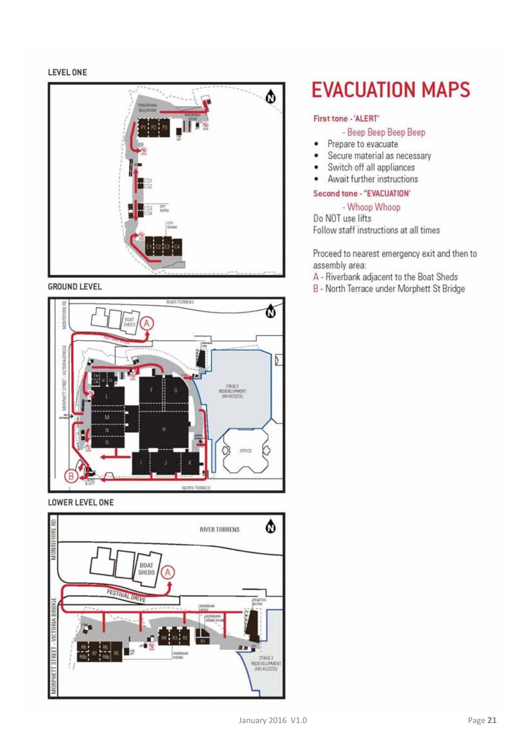LEVEL ONE

GROUND LEVEL

LOWER LEVEL ONE

# EVACUATION MAPS

**First tone - 'ALERT'**

- Beep Beep Beep Beep

- Prepare to evacuate
- Secure material as necessary
- Switch off all appliances
- Await further instructions

**Second tone - "EVACUATION'**

- Whoop Whoop

Do NOT use lifts

Follow staff instructions at all times

Proceed to nearest emergency exit and then to assembly area:

A - Riverbank adjacent to the Boat Sheds

B - North Terrace under Morphett St Bridge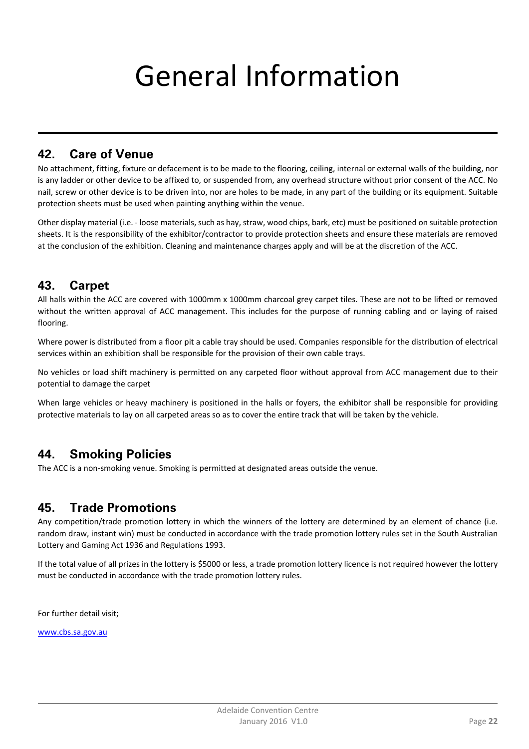# General Information

## 42. Care of Venue

No attachment, fitting, fixture or defacement is to be made to the flooring, ceiling, internal or external walls of the building, nor is any ladder or other device to be affixed to, or suspended from, any overhead structure without prior consent of the ACC. No nail, screw or other device is to be driven into, nor are holes to be made, in any part of the building or its equipment. Suitable protection sheets must be used when painting anything within the venue.

Other display material (i.e. - loose materials, such as hay, straw, wood chips, bark, etc) must be positioned on suitable protection sheets. It is the responsibility of the exhibitor/contractor to provide protection sheets and ensure these materials are removed at the conclusion of the exhibition. Cleaning and maintenance charges apply and will be at the discretion of the ACC.

## 43. Carpet

All halls within the ACC are covered with 1000mm x 1000mm charcoal grey carpet tiles. These are not to be lifted or removed without the written approval of ACC management. This includes for the purpose of running cabling and or laying of raised flooring.

Where power is distributed from a floor pit a cable tray should be used. Companies responsible for the distribution of electrical services within an exhibition shall be responsible for the provision of their own cable trays.

No vehicles or load shift machinery is permitted on any carpeted floor without approval from ACC management due to their potential to damage the carpet

When large vehicles or heavy machinery is positioned in the halls or foyers, the exhibitor shall be responsible for providing protective materials to lay on all carpeted areas so as to cover the entire track that will be taken by the vehicle.

## 44. Smoking Policies

The ACC is a non-smoking venue. Smoking is permitted at designated areas outside the venue.

## 45. Trade Promotions

Any competition/trade promotion lottery in which the winners of the lottery are determined by an element of chance (i.e. random draw, instant win) must be conducted in accordance with the trade promotion lottery rules set in the South Australian Lottery and Gaming Act 1936 and Regulations 1993.

If the total value of all prizes in the lottery is $5000 or less, a trade promotion lottery licence is not required however the lottery must be conducted in accordance with the trade promotion lottery rules.

For further detail visit;

www.cbs.sa.gov.au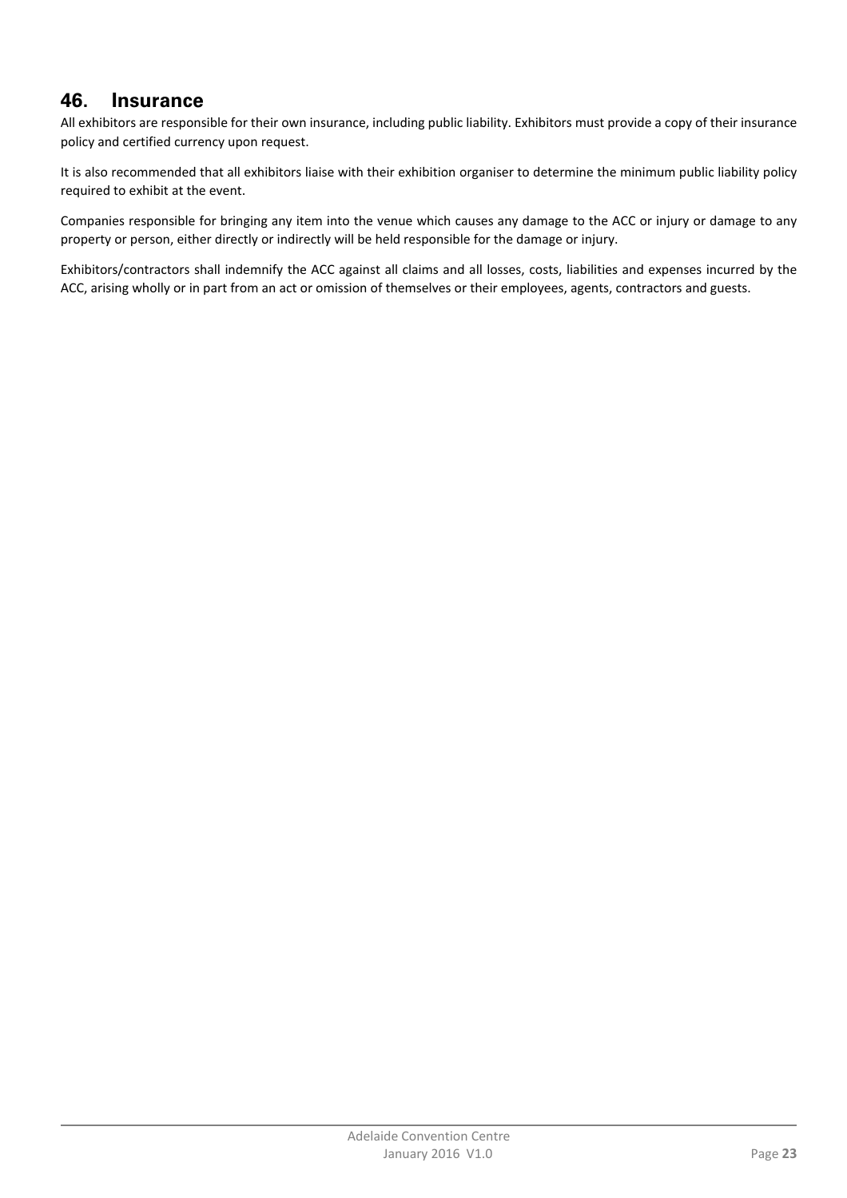## 46. Insurance

All exhibitors are responsible for their own insurance, including public liability. Exhibitors must provide a copy of their insurance policy and certified currency upon request.

It is also recommended that all exhibitors liaise with their exhibition organiser to determine the minimum public liability policy required to exhibit at the event.

Companies responsible for bringing any item into the venue which causes any damage to the ACC or injury or damage to any property or person, either directly or indirectly will be held responsible for the damage or injury.

Exhibitors/contractors shall indemnify the ACC against all claims and all losses, costs, liabilities and expenses incurred by the ACC, arising wholly or in part from an act or omission of themselves or their employees, agents, contractors and guests.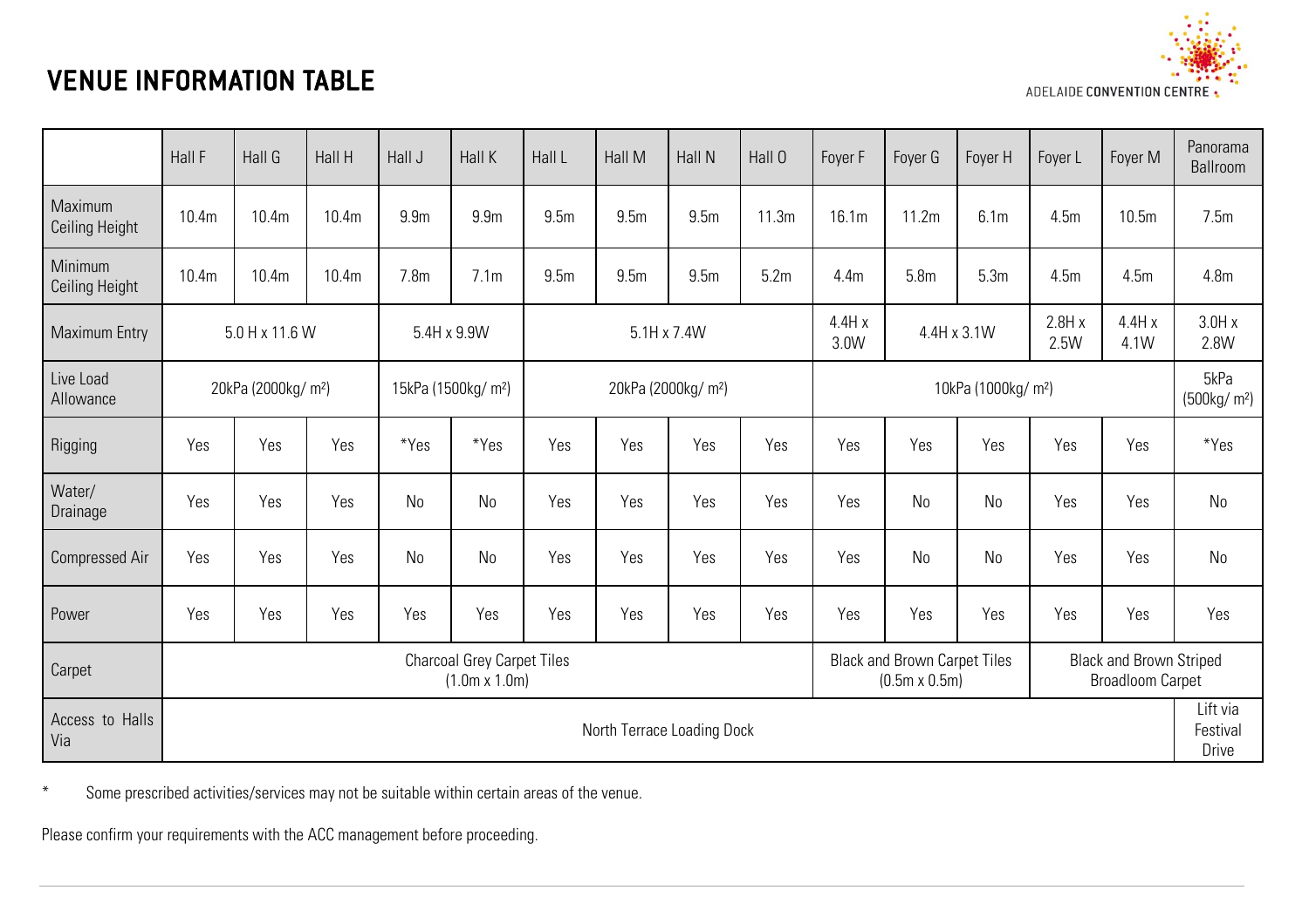# VENUE INFORMATION TABLE

| | Hall F | Hall G | Hall H | Hall J | Hall K | Hall L | Hall M | Hall N | Hall O | Foyer F | Foyer G | Foyer H | Foyer L | Foyer M | Panorama Ballroom |
|---|---|---|---|---|---|---|---|---|---|---|---|---|---|---|---|
| Maximum Ceiling Height | 10.4m | 10.4m | 10.4m | 9.9m | 9.9m | 9.5m | 9.5m | 9.5m | 11.3m | 16.1m | 11.2m | 6.1m | 4.5m | 10.5m | 7.5m |
| Minimum Ceiling Height | 10.4m | 10.4m | 10.4m | 7.8m | 7.1m | 9.5m | 9.5m | 9.5m | 5.2m | 4.4m | 5.8m | 5.3m | 4.5m | 4.5m | 4.8m |
| Maximum Entry | 5.0 H x 11.6 W | | | 5.4H x 9.9W | | 5.1H x 7.4W | | | | 4.4H x 3.0W | 4.4H x 3.1W | | 2.8H x 2.5W | 4.4H x 4.1W | 3.0H x 2.8W |
| Live Load Allowance | 20kPa (2000kg/ m²) | | | 15kPa (1500kg/ m²) | | 20kPa (2000kg/ m²) | | | | 10kPa (1000kg/ m²) | | | | | 5kPa (500kg/ m²) |
| Rigging | Yes | Yes | Yes | *Yes | *Yes | Yes | Yes | Yes | Yes | Yes | Yes | Yes | Yes | Yes | *Yes |
| Water/ Drainage | Yes | Yes | Yes | No | No | Yes | Yes | Yes | Yes | Yes | No | No | Yes | Yes | No |
| Compressed Air | Yes | Yes | Yes | No | No | Yes | Yes | Yes | Yes | Yes | No | No | Yes | Yes | No |
| Power | Yes | Yes | Yes | Yes | Yes | Yes | Yes | Yes | Yes | Yes | Yes | Yes | Yes | Yes | Yes |
| Carpet | Charcoal Grey Carpet Tiles (1.0m x 1.0m) | | | | | | | | | Black and Brown Carpet Tiles (0.5m x 0.5m) | | | Black and Brown Striped Broadloom Carpet | | |
| Access to Halls Via | North Terrace Loading Dock | | | | | | | | | | | | | | Lift via Festival Drive |

\* Some prescribed activities/services may not be suitable within certain areas of the venue.

Please confirm your requirements with the ACC management before proceeding.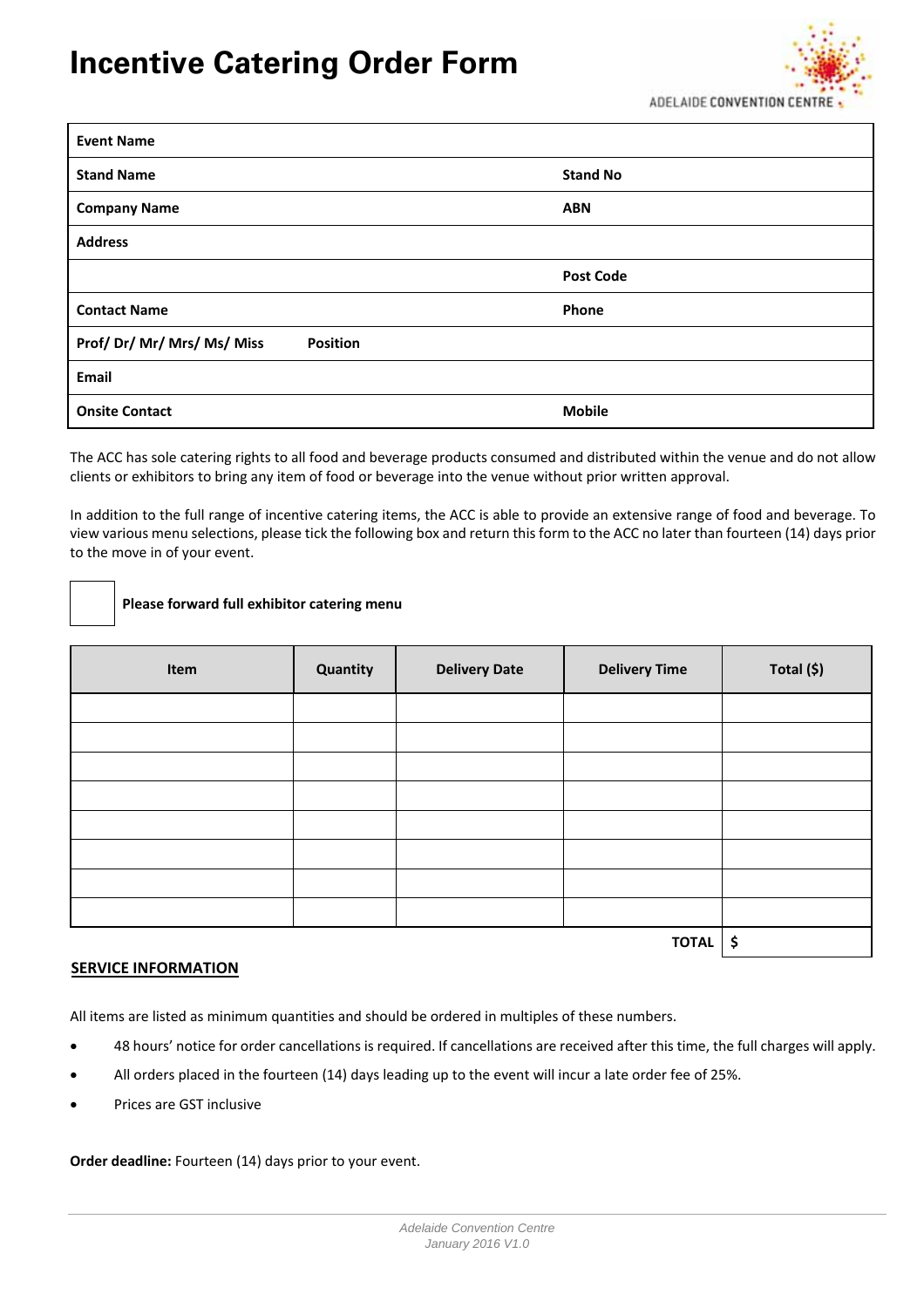# Incentive Catering Order Form

ADELAIDE CONVENTION CENTRE

| | |
|---|---|
| **Event Name** | |
| **Stand Name** | **Stand No** |
| **Company Name** | **ABN** |
| **Address** | |
| | **Post Code** |
| **Contact Name** | **Phone** |
| **Prof/ Dr/ Mr/ Mrs/ Ms/ Miss** **Position** | |
| **Email** | |
| **Onsite Contact** | **Mobile** |

The ACC has sole catering rights to all food and beverage products consumed and distributed within the venue and do not allow clients or exhibitors to bring any item of food or beverage into the venue without prior written approval.

In addition to the full range of incentive catering items, the ACC is able to provide an extensive range of food and beverage. To view various menu selections, please tick the following box and return this form to the ACC no later than fourteen (14) days prior to the move in of your event.

☐ **Please forward full exhibitor catering menu**

| Item | Quantity | Delivery Date | Delivery Time | Total ($) |
|---|---|---|---|---|
| | | | | |
| | | | | |
| | | | | |
| | | | | |
| | | | | |
| | | | | |
| | | | | |
| | | | | |
| | | | **TOTAL** | $ |

**SERVICE INFORMATION**

All items are listed as minimum quantities and should be ordered in multiples of these numbers.

- 48 hours' notice for order cancellations is required. If cancellations are received after this time, the full charges will apply.
- All orders placed in the fourteen (14) days leading up to the event will incur a late order fee of 25%.
- Prices are GST inclusive

**Order deadline:** Fourteen (14) days prior to your event.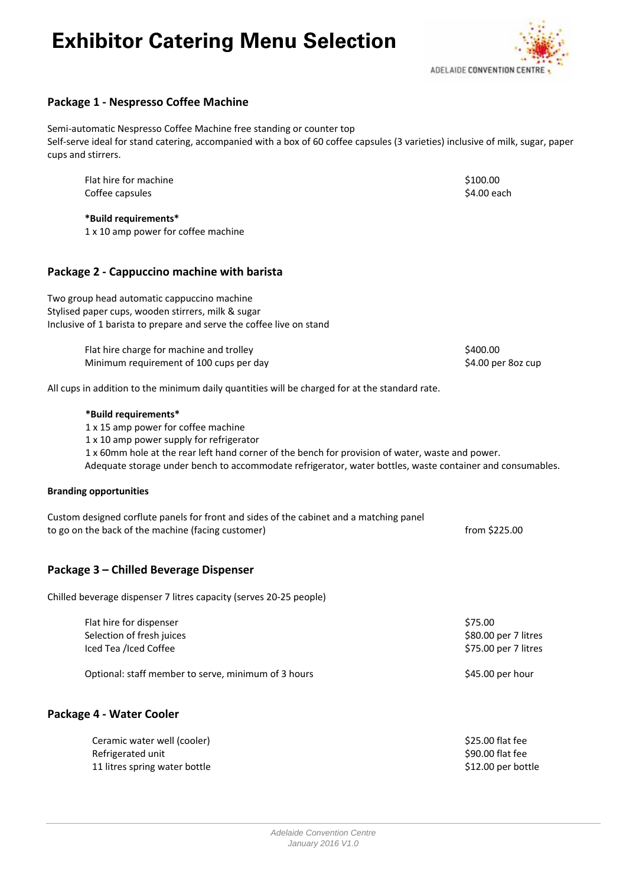# Exhibitor Catering Menu Selection

## Package 1 - Nespresso Coffee Machine

Semi-automatic Nespresso Coffee Machine free standing or counter top
Self-serve ideal for stand catering, accompanied with a box of 60 coffee capsules (3 varieties) inclusive of milk, sugar, paper cups and stirrers.

| | |
|---|---|
| Flat hire for machine | $100.00 |
| Coffee capsules | $4.00 each |

**\*Build requirements\***
1 x 10 amp power for coffee machine

## Package 2 - Cappuccino machine with barista

Two group head automatic cappuccino machine
Stylised paper cups, wooden stirrers, milk & sugar
Inclusive of 1 barista to prepare and serve the coffee live on stand

| | |
|---|---|
| Flat hire charge for machine and trolley | $400.00 |
| Minimum requirement of 100 cups per day | $4.00 per 8oz cup |

All cups in addition to the minimum daily quantities will be charged for at the standard rate.

**\*Build requirements\***
1 x 15 amp power for coffee machine
1 x 10 amp power supply for refrigerator
1 x 60mm hole at the rear left hand corner of the bench for provision of water, waste and power.
Adequate storage under bench to accommodate refrigerator, water bottles, waste container and consumables.

**Branding opportunities**

| | |
|---|---|
| Custom designed corflute panels for front and sides of the cabinet and a matching panel to go on the back of the machine (facing customer) | from $225.00 |

## Package 3 – Chilled Beverage Dispenser

Chilled beverage dispenser 7 litres capacity (serves 20-25 people)

| | |
|---|---|
| Flat hire for dispenser | $75.00 |
| Selection of fresh juices | $80.00 per 7 litres |
| Iced Tea /Iced Coffee | $75.00 per 7 litres |
| Optional: staff member to serve, minimum of 3 hours | $45.00 per hour |

## Package 4 - Water Cooler

| | |
|---|---|
| Ceramic water well (cooler) | $25.00 flat fee |
| Refrigerated unit | $90.00 flat fee |
| 11 litres spring water bottle | $12.00 per bottle |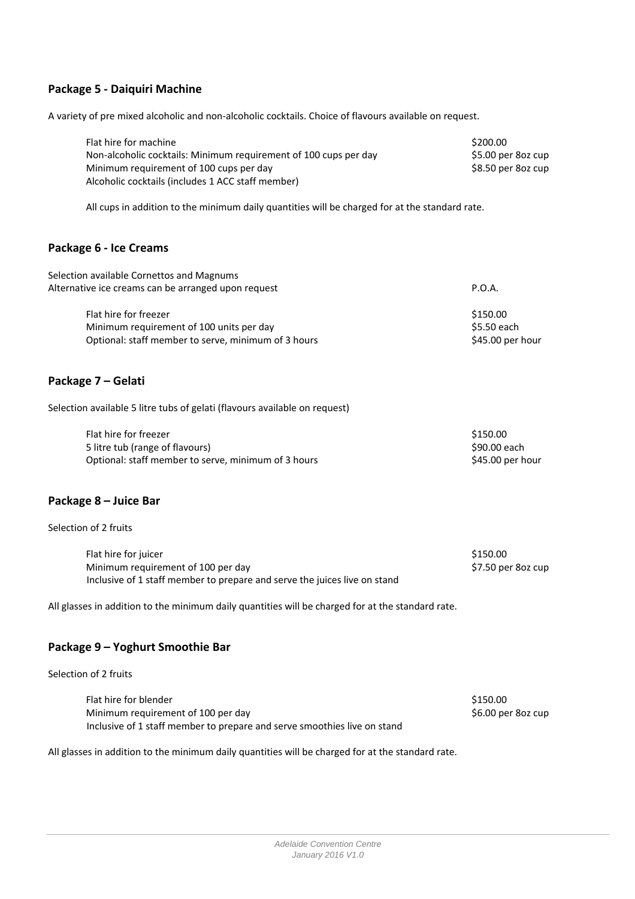## Package 5 - Daiquiri Machine

A variety of pre mixed alcoholic and non-alcoholic cocktails. Choice of flavours available on request.

| | |
|---|---|
| Flat hire for machine | $200.00 |
| Non-alcoholic cocktails: Minimum requirement of 100 cups per day | $5.00 per 8oz cup |
| Minimum requirement of 100 cups per day | $8.50 per 8oz cup |
| Alcoholic cocktails (includes 1 ACC staff member) | |

All cups in addition to the minimum daily quantities will be charged for at the standard rate.

## Package 6 - Ice Creams

| | |
|---|---|
| Selection available Cornettos and Magnums<br>Alternative ice creams can be arranged upon request | P.O.A. |

| | |
|---|---|
| Flat hire for freezer | $150.00 |
| Minimum requirement of 100 units per day | $5.50 each |
| Optional: staff member to serve, minimum of 3 hours | $45.00 per hour |

## Package 7 – Gelati

Selection available 5 litre tubs of gelati (flavours available on request)

| | |
|---|---|
| Flat hire for freezer | $150.00 |
| 5 litre tub (range of flavours) | $90.00 each |
| Optional: staff member to serve, minimum of 3 hours | $45.00 per hour |

## Package 8 – Juice Bar

Selection of 2 fruits

| | |
|---|---|
| Flat hire for juicer | $150.00 |
| Minimum requirement of 100 per day | $7.50 per 8oz cup |
| Inclusive of 1 staff member to prepare and serve the juices live on stand | |

All glasses in addition to the minimum daily quantities will be charged for at the standard rate.

## Package 9 – Yoghurt Smoothie Bar

Selection of 2 fruits

| | |
|---|---|
| Flat hire for blender | $150.00 |
| Minimum requirement of 100 per day | $6.00 per 8oz cup |
| Inclusive of 1 staff member to prepare and serve smoothies live on stand | |

All glasses in addition to the minimum daily quantities will be charged for at the standard rate.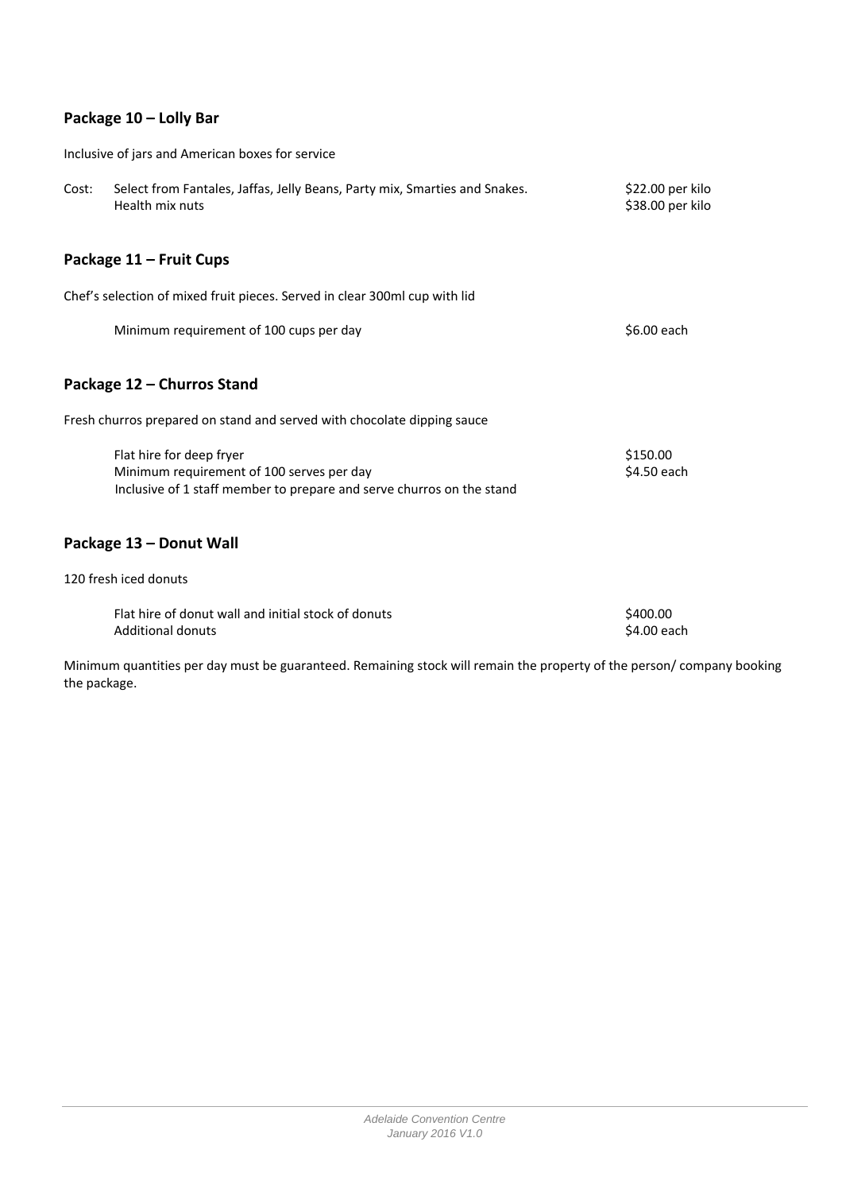## Package 10 – Lolly Bar

Inclusive of jars and American boxes for service

| Cost: | Select from Fantales, Jaffas, Jelly Beans, Party mix, Smarties and Snakes. | $22.00 per kilo |
|---|---|---|
| | Health mix nuts | $38.00 per kilo |

## Package 11 – Fruit Cups

Chef's selection of mixed fruit pieces. Served in clear 300ml cup with lid

| | |
|---|---|
| Minimum requirement of 100 cups per day | $6.00 each |

## Package 12 – Churros Stand

Fresh churros prepared on stand and served with chocolate dipping sauce

| | |
|---|---|
| Flat hire for deep fryer | $150.00 |
| Minimum requirement of 100 serves per day | $4.50 each |
| Inclusive of 1 staff member to prepare and serve churros on the stand | |

## Package 13 – Donut Wall

120 fresh iced donuts

| | |
|---|---|
| Flat hire of donut wall and initial stock of donuts | $400.00 |
| Additional donuts | $4.00 each |

Minimum quantities per day must be guaranteed. Remaining stock will remain the property of the person/ company booking the package.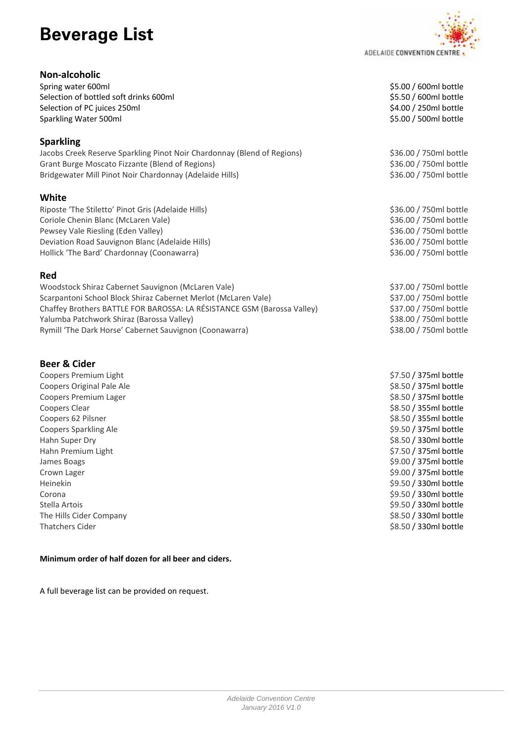# Beverage List

## Non-alcoholic

| Item | Price |
|---|---|
| Spring water 600ml | $5.00 / 600ml bottle |
| Selection of bottled soft drinks 600ml | $5.50 / 600ml bottle |
| Selection of PC juices 250ml | $4.00 / 250ml bottle |
| Sparkling Water 500ml | $5.00 / 500ml bottle |

## Sparkling

| Item | Price |
|---|---|
| Jacobs Creek Reserve Sparkling Pinot Noir Chardonnay (Blend of Regions) | $36.00 / 750ml bottle |
| Grant Burge Moscato Fizzante (Blend of Regions) | $36.00 / 750ml bottle |
| Bridgewater Mill Pinot Noir Chardonnay (Adelaide Hills) | $36.00 / 750ml bottle |

## White

| Item | Price |
|---|---|
| Riposte 'The Stiletto' Pinot Gris (Adelaide Hills) | $36.00 / 750ml bottle |
| Coriole Chenin Blanc (McLaren Vale) | $36.00 / 750ml bottle |
| Pewsey Vale Riesling (Eden Valley) | $36.00 / 750ml bottle |
| Deviation Road Sauvignon Blanc (Adelaide Hills) | $36.00 / 750ml bottle |
| Hollick 'The Bard' Chardonnay (Coonawarra) | $36.00 / 750ml bottle |

## Red

| Item | Price |
|---|---|
| Woodstock Shiraz Cabernet Sauvignon (McLaren Vale) | $37.00 / 750ml bottle |
| Scarpantoni School Block Shiraz Cabernet Merlot (McLaren Vale) | $37.00 / 750ml bottle |
| Chaffey Brothers BATTLE FOR BAROSSA: LA RÉSISTANCE GSM (Barossa Valley) | $37.00 / 750ml bottle |
| Yalumba Patchwork Shiraz (Barossa Valley) | $38.00 / 750ml bottle |
| Rymill 'The Dark Horse' Cabernet Sauvignon (Coonawarra) | $38.00 / 750ml bottle |

## Beer & Cider

| Item | Price |
|---|---|
| Coopers Premium Light | $7.50 / 375ml bottle |
| Coopers Original Pale Ale | $8.50 / 375ml bottle |
| Coopers Premium Lager | $8.50 / 375ml bottle |
| Coopers Clear | $8.50 / 355ml bottle |
| Coopers 62 Pilsner | $8.50 / 355ml bottle |
| Coopers Sparkling Ale | $9.50 / 375ml bottle |
| Hahn Super Dry | $8.50 / 330ml bottle |
| Hahn Premium Light | $7.50 / 375ml bottle |
| James Boags | $9.00 / 375ml bottle |
| Crown Lager | $9.00 / 375ml bottle |
| Heinekin | $9.50 / 330ml bottle |
| Corona | $9.50 / 330ml bottle |
| Stella Artois | $9.50 / 330ml bottle |
| The Hills Cider Company | $8.50 / 330ml bottle |
| Thatchers Cider | $8.50 / 330ml bottle |

**Minimum order of half dozen for all beer and ciders.**

A full beverage list can be provided on request.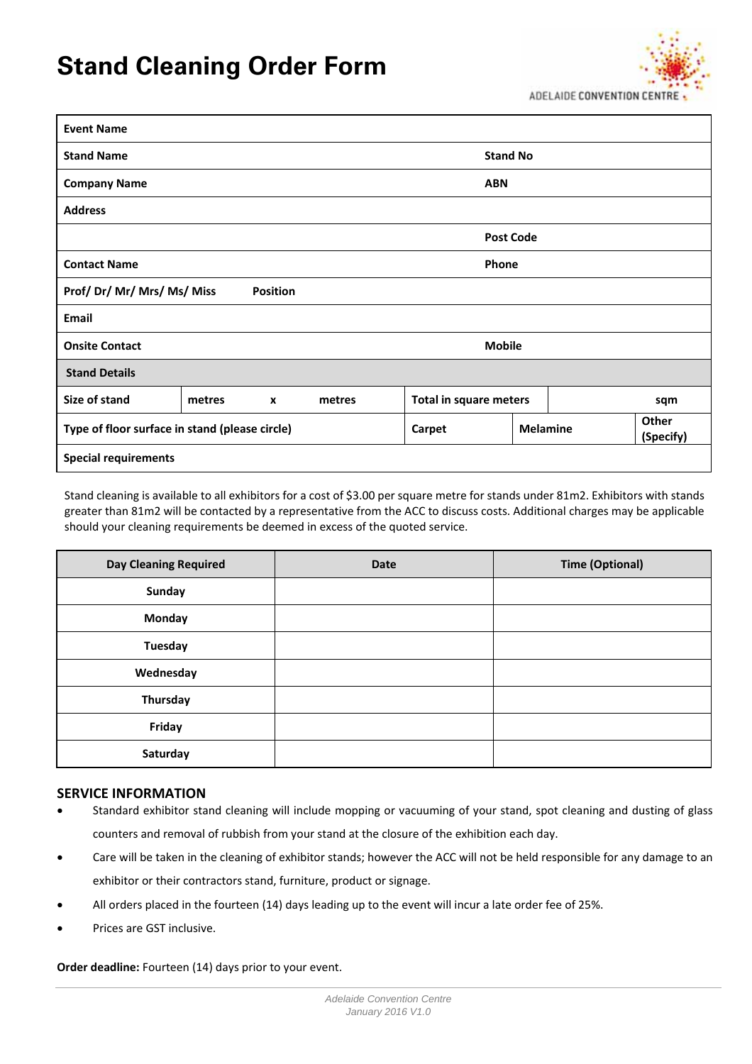# Stand Cleaning Order Form

ADELAIDE CONVENTION CENTRE

| | | | | | |
|---|---|---|---|---|---|
| **Event Name** | | | | | |
| **Stand Name** | | | **Stand No** | | |
| **Company Name** | | | **ABN** | | |
| **Address** | | | | | |
| | | | **Post Code** | | |
| **Contact Name** | | | **Phone** | | |
| **Prof/ Dr/ Mr/ Mrs/ Ms/ Miss** | **Position** | | | | |
| **Email** | | | | | |
| **Onsite Contact** | | | **Mobile** | | |
| **Stand Details** | | | | | |
| **Size of stand** | **metres x metres** | | **Total in square meters** | | **sqm** |
| **Type of floor surface in stand (please circle)** | | | **Carpet** | **Melamine** | **Other (Specify)** |
| **Special requirements** | | | | | |

Stand cleaning is available to all exhibitors for a cost of $3.00 per square metre for stands under 81m2. Exhibitors with stands greater than 81m2 will be contacted by a representative from the ACC to discuss costs. Additional charges may be applicable should your cleaning requirements be deemed in excess of the quoted service.

| Day Cleaning Required | Date | Time (Optional) |
|---|---|---|
| **Sunday** | | |
| **Monday** | | |
| **Tuesday** | | |
| **Wednesday** | | |
| **Thursday** | | |
| **Friday** | | |
| **Saturday** | | |

## SERVICE INFORMATION

- Standard exhibitor stand cleaning will include mopping or vacuuming of your stand, spot cleaning and dusting of glass counters and removal of rubbish from your stand at the closure of the exhibition each day.
- Care will be taken in the cleaning of exhibitor stands; however the ACC will not be held responsible for any damage to an exhibitor or their contractors stand, furniture, product or signage.
- All orders placed in the fourteen (14) days leading up to the event will incur a late order fee of 25%.
- Prices are GST inclusive.

**Order deadline:** Fourteen (14) days prior to your event.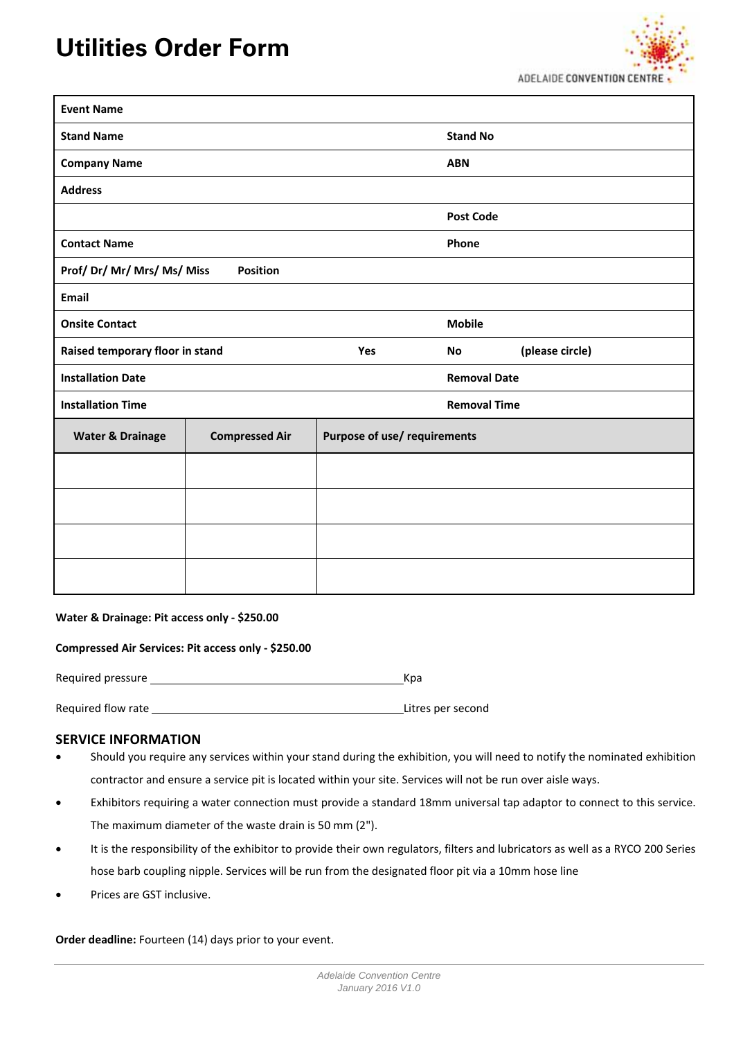# Utilities Order Form

ADELAIDE CONVENTION CENTRE

| | | | |
|---|---|---|---|
| **Event Name** | | | |
| **Stand Name** | | **Stand No** | |
| **Company Name** | | **ABN** | |
| **Address** | | | |
| | | **Post Code** | |
| **Contact Name** | | **Phone** | |
| **Prof/ Dr/ Mr/ Mrs/ Ms/ Miss** | **Position** | | |
| **Email** | | | |
| **Onsite Contact** | | **Mobile** | |
| **Raised temporary floor in stand** | **Yes** | **No** | **(please circle)** |
| **Installation Date** | | **Removal Date** | |
| **Installation Time** | | **Removal Time** | |

| Water & Drainage | Compressed Air | Purpose of use/ requirements |
|---|---|---|
| | | |
| | | |
| | | |
| | | |

**Water & Drainage: Pit access only - $250.00**

**Compressed Air Services: Pit access only - $250.00**

Required pressure ________________________ Kpa

Required flow rate ________________________ Litres per second

## SERVICE INFORMATION

- Should you require any services within your stand during the exhibition, you will need to notify the nominated exhibition contractor and ensure a service pit is located within your site. Services will not be run over aisle ways.
- Exhibitors requiring a water connection must provide a standard 18mm universal tap adaptor to connect to this service. The maximum diameter of the waste drain is 50 mm (2").
- It is the responsibility of the exhibitor to provide their own regulators, filters and lubricators as well as a RYCO 200 Series hose barb coupling nipple. Services will be run from the designated floor pit via a 10mm hose line
- Prices are GST inclusive.

**Order deadline:** Fourteen (14) days prior to your event.

*Adelaide Convention Centre*
*January 2016 V1.0*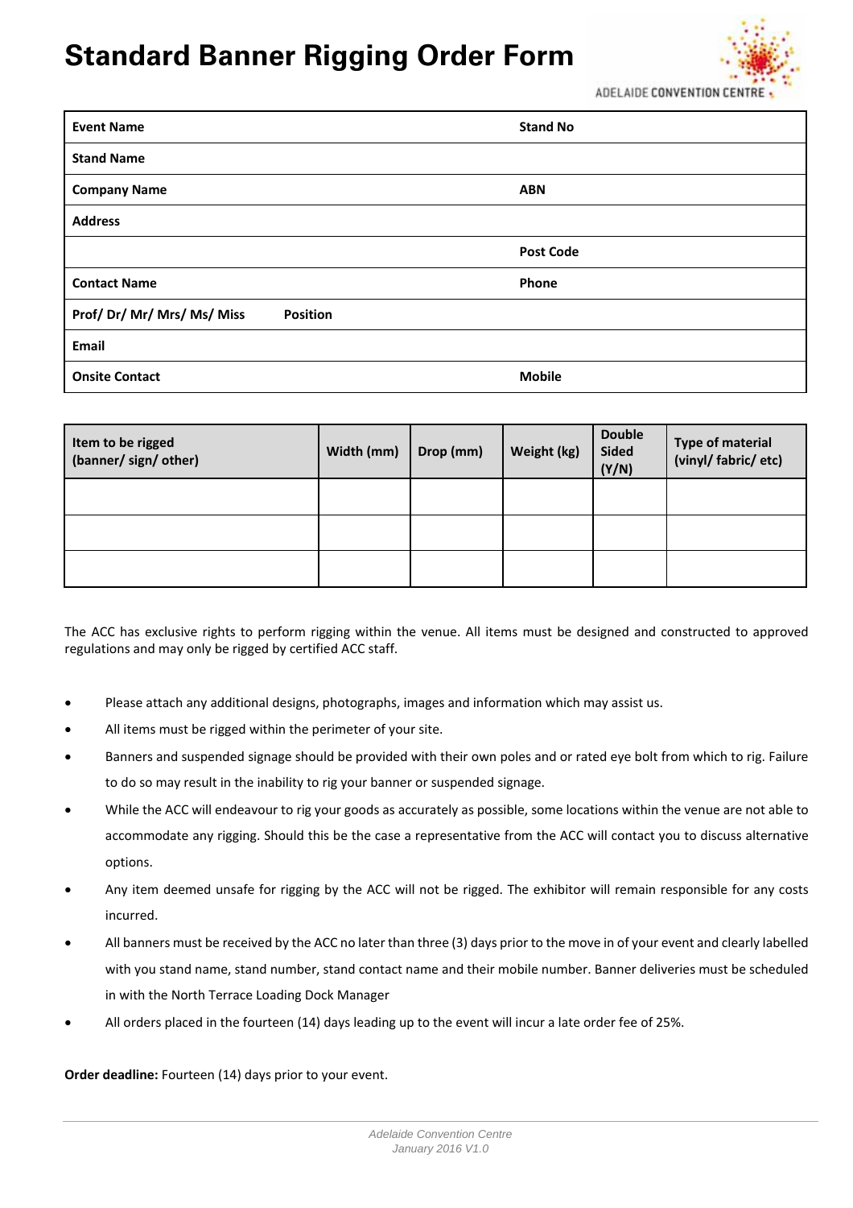# Standard Banner Rigging Order Form

| Event Name | | Stand No | |
|---|---|---|---|
| Stand Name | | | |
| Company Name | | ABN | |
| Address | | | |
| | | Post Code | |
| Contact Name | | Phone | |
| Prof/ Dr/ Mr/ Mrs/ Ms/ Miss | Position | | |
| Email | | | |
| Onsite Contact | | Mobile | |

| Item to be rigged (banner/ sign/ other) | Width (mm) | Drop (mm) | Weight (kg) | Double Sided (Y/N) | Type of material (vinyl/ fabric/ etc) |
|---|---|---|---|---|---|
| | | | | | |
| | | | | | |
| | | | | | |

The ACC has exclusive rights to perform rigging within the venue. All items must be designed and constructed to approved regulations and may only be rigged by certified ACC staff.

- Please attach any additional designs, photographs, images and information which may assist us.
- All items must be rigged within the perimeter of your site.
- Banners and suspended signage should be provided with their own poles and or rated eye bolt from which to rig. Failure to do so may result in the inability to rig your banner or suspended signage.
- While the ACC will endeavour to rig your goods as accurately as possible, some locations within the venue are not able to accommodate any rigging. Should this be the case a representative from the ACC will contact you to discuss alternative options.
- Any item deemed unsafe for rigging by the ACC will not be rigged. The exhibitor will remain responsible for any costs incurred.
- All banners must be received by the ACC no later than three (3) days prior to the move in of your event and clearly labelled with you stand name, stand number, stand contact name and their mobile number. Banner deliveries must be scheduled in with the North Terrace Loading Dock Manager
- All orders placed in the fourteen (14) days leading up to the event will incur a late order fee of 25%.

**Order deadline:** Fourteen (14) days prior to your event.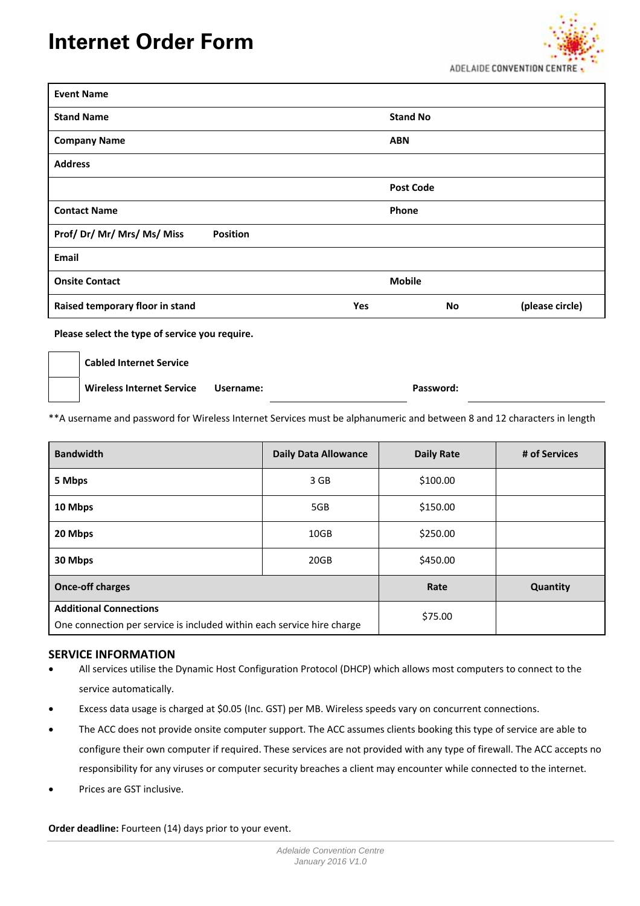# Internet Order Form

ADELAIDE CONVENTION CENTRE

| Event Name | | | |
|---|---|---|---|
| Stand Name | | Stand No | |
| Company Name | | ABN | |
| Address | | | |
| | | Post Code | |
| Contact Name | | Phone | |
| Prof/ Dr/ Mr/ Mrs/ Ms/ Miss | Position | | |
| Email | | | |
| Onsite Contact | | Mobile | |
| Raised temporary floor in stand | Yes | No | (please circle) |

**Please select the type of service you require.**

| | |
|---|---|
| ☐ | **Cabled Internet Service** |
| ☐ | **Wireless Internet Service** **Username:** ____________ **Password:** ____________ |

**A username and password for Wireless Internet Services must be alphanumeric and between 8 and 12 characters in length

| Bandwidth | Daily Data Allowance | Daily Rate | # of Services |
|---|---|---|---|
| **5 Mbps** | 3 GB | $100.00 | |
| **10 Mbps** | 5GB | $150.00 | |
| **20 Mbps** | 10GB | $250.00 | |
| **30 Mbps** | 20GB | $450.00 | |
| **Once-off charges** | | **Rate** | **Quantity** |
| **Additional Connections**<br>One connection per service is included within each service hire charge | | $75.00 | |

## SERVICE INFORMATION

- All services utilise the Dynamic Host Configuration Protocol (DHCP) which allows most computers to connect to the service automatically.
- Excess data usage is charged at $0.05 (Inc. GST) per MB. Wireless speeds vary on concurrent connections.
- The ACC does not provide onsite computer support. The ACC assumes clients booking this type of service are able to configure their own computer if required. These services are not provided with any type of firewall. The ACC accepts no responsibility for any viruses or computer security breaches a client may encounter while connected to the internet.
- Prices are GST inclusive.

**Order deadline:** Fourteen (14) days prior to your event.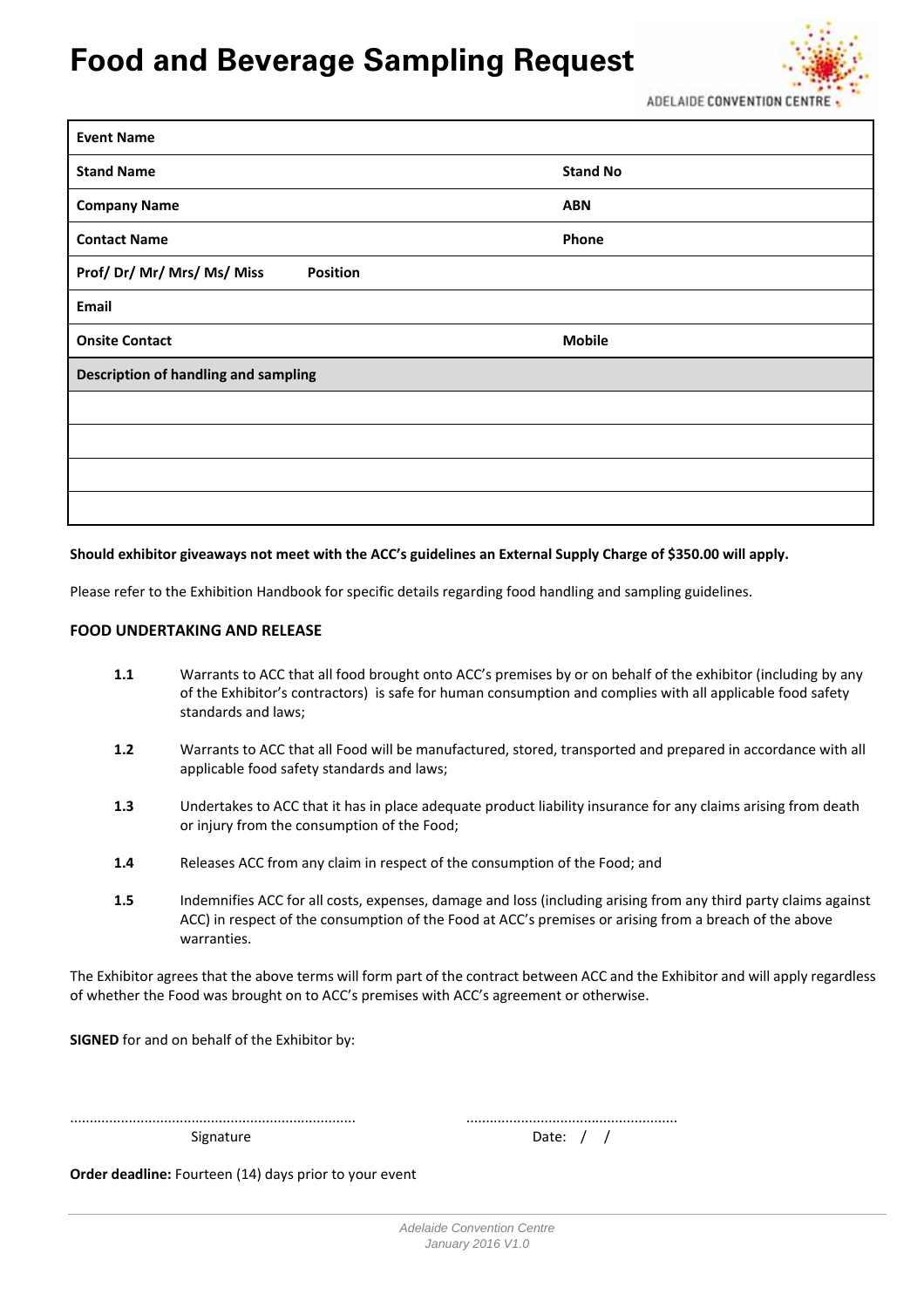# Food and Beverage Sampling Request

| Event Name | | |
|---|---|---|
| **Stand Name** | **Stand No** | |
| **Company Name** | **ABN** | |
| **Contact Name** | **Phone** | |
| **Prof/ Dr/ Mr/ Mrs/ Ms/ Miss** | **Position** | |
| **Email** | | |
| **Onsite Contact** | **Mobile** | |
| **Description of handling and sampling** | | |
| | | |
| | | |
| | | |
| | | |

**Should exhibitor giveaways not meet with the ACC's guidelines an External Supply Charge of $350.00 will apply.**

Please refer to the Exhibition Handbook for specific details regarding food handling and sampling guidelines.

**FOOD UNDERTAKING AND RELEASE**

**1.1** Warrants to ACC that all food brought onto ACC's premises by or on behalf of the exhibitor (including by any of the Exhibitor's contractors) is safe for human consumption and complies with all applicable food safety standards and laws;

**1.2** Warrants to ACC that all Food will be manufactured, stored, transported and prepared in accordance with all applicable food safety standards and laws;

**1.3** Undertakes to ACC that it has in place adequate product liability insurance for any claims arising from death or injury from the consumption of the Food;

**1.4** Releases ACC from any claim in respect of the consumption of the Food; and

**1.5** Indemnifies ACC for all costs, expenses, damage and loss (including arising from any third party claims against ACC) in respect of the consumption of the Food at ACC's premises or arising from a breach of the above warranties.

The Exhibitor agrees that the above terms will form part of the contract between ACC and the Exhibitor and will apply regardless of whether the Food was brought on to ACC's premises with ACC's agreement or otherwise.

**SIGNED** for and on behalf of the Exhibitor by:

........................................................................ ......................................................

Signature Date: / /

**Order deadline:** Fourteen (14) days prior to your event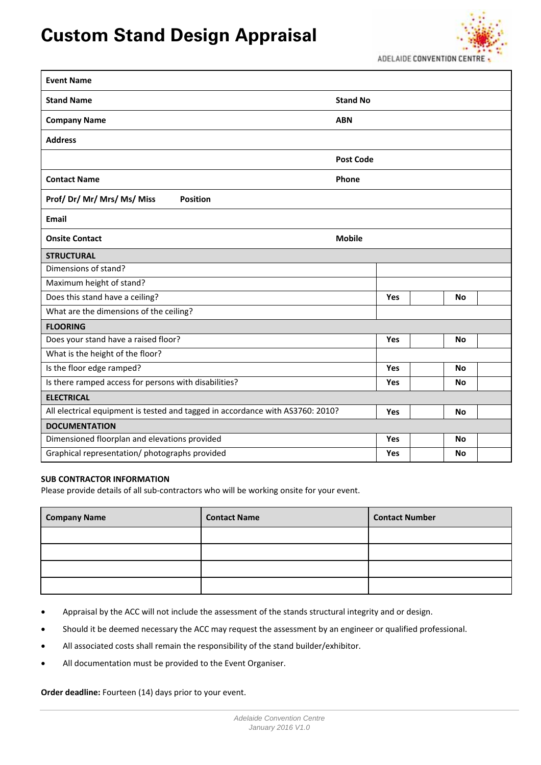# Custom Stand Design Appraisal

ADELAIDE CONVENTION CENTRE

| | | | |
|---|---|---|---|
| **Event Name** | | | |
| **Stand Name** | | **Stand No** | |
| **Company Name** | | **ABN** | |
| **Address** | | | |
| | | **Post Code** | |
| **Contact Name** | | **Phone** | |
| **Prof/ Dr/ Mr/ Mrs/ Ms/ Miss** | **Position** | | |
| **Email** | | | |
| **Onsite Contact** | | **Mobile** | |

| | | | | |
|---|---|---|---|---|
| **STRUCTURAL** | | | | |
| Dimensions of stand? | | | | |
| Maximum height of stand? | | | | |
| Does this stand have a ceiling? | **Yes** | | **No** | |
| What are the dimensions of the ceiling? | | | | |
| **FLOORING** | | | | |
| Does your stand have a raised floor? | **Yes** | | **No** | |
| What is the height of the floor? | | | | |
| Is the floor edge ramped? | **Yes** | | **No** | |
| Is there ramped access for persons with disabilities? | **Yes** | | **No** | |
| **ELECTRICAL** | | | | |
| All electrical equipment is tested and tagged in accordance with AS3760: 2010? | **Yes** | | **No** | |
| **DOCUMENTATION** | | | | |
| Dimensioned floorplan and elevations provided | **Yes** | | **No** | |
| Graphical representation/ photographs provided | **Yes** | | **No** | |

**SUB CONTRACTOR INFORMATION**

Please provide details of all sub-contractors who will be working onsite for your event.

| Company Name | Contact Name | Contact Number |
|---|---|---|
| | | |
| | | |
| | | |
| | | |

- Appraisal by the ACC will not include the assessment of the stands structural integrity and or design.
- Should it be deemed necessary the ACC may request the assessment by an engineer or qualified professional.
- All associated costs shall remain the responsibility of the stand builder/exhibitor.
- All documentation must be provided to the Event Organiser.

**Order deadline:** Fourteen (14) days prior to your event.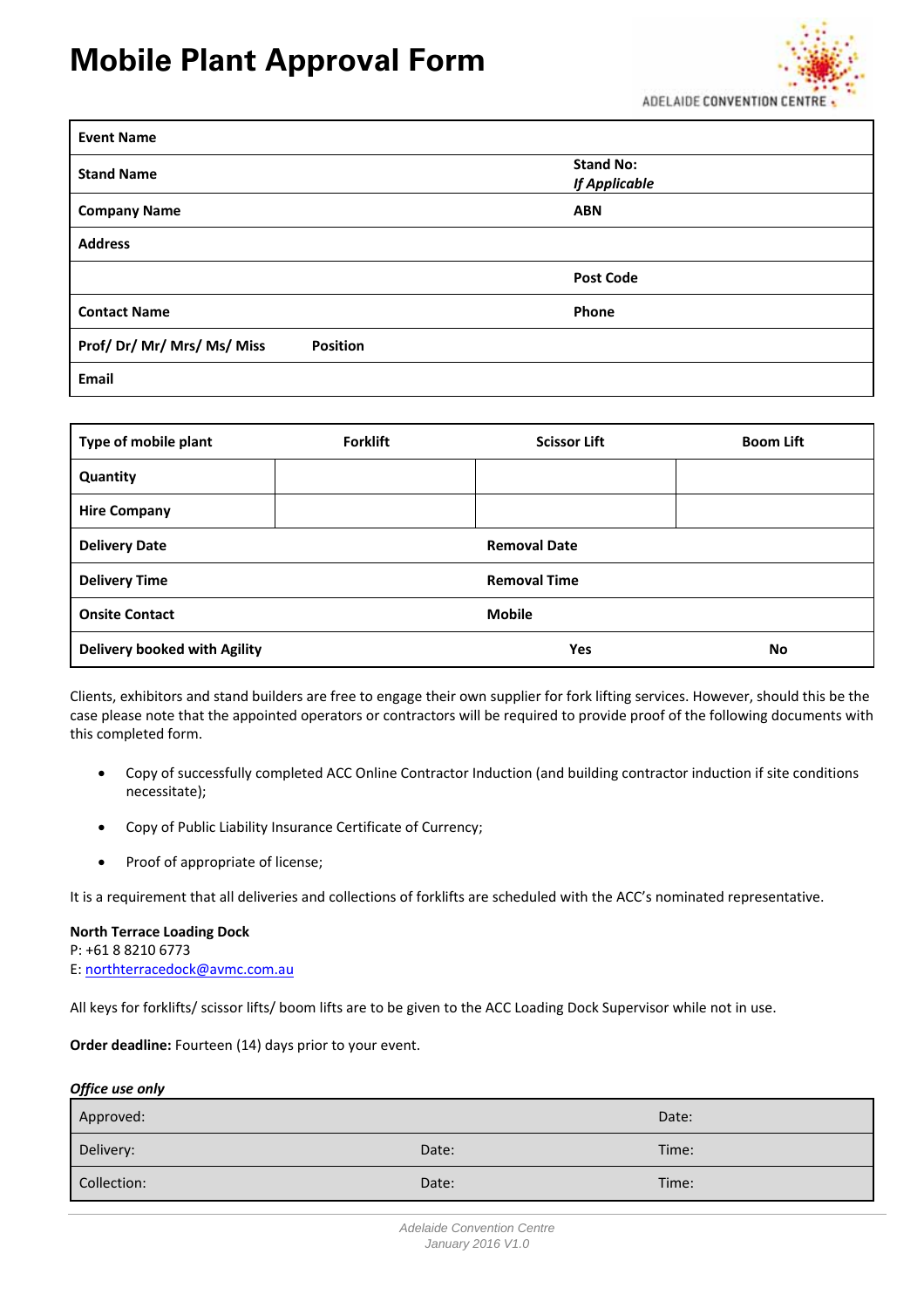# Mobile Plant Approval Form

| Event Name | | | |
|---|---|---|---|
| Stand Name | | Stand No: *If Applicable* | |
| Company Name | | ABN | |
| Address | | | |
| | | Post Code | |
| Contact Name | | Phone | |
| Prof/ Dr/ Mr/ Mrs/ Ms/ Miss | Position | | |
| Email | | | |

| Type of mobile plant | Forklift | Scissor Lift | Boom Lift |
|---|---|---|---|
| Quantity | | | |
| Hire Company | | | |
| Delivery Date | | Removal Date | |
| Delivery Time | | Removal Time | |
| Onsite Contact | | Mobile | |
| Delivery booked with Agility | | Yes | No |

Clients, exhibitors and stand builders are free to engage their own supplier for fork lifting services. However, should this be the case please note that the appointed operators or contractors will be required to provide proof of the following documents with this completed form.

- Copy of successfully completed ACC Online Contractor Induction (and building contractor induction if site conditions necessitate);
- Copy of Public Liability Insurance Certificate of Currency;
- Proof of appropriate of license;

It is a requirement that all deliveries and collections of forklifts are scheduled with the ACC's nominated representative.

**North Terrace Loading Dock**
P: +61 8 8210 6773
E: northterracedock@avmc.com.au

All keys for forklifts/ scissor lifts/ boom lifts are to be given to the ACC Loading Dock Supervisor while not in use.

**Order deadline:** Fourteen (14) days prior to your event.

***Office use only***

| Approved: | | Date: |
|---|---|---|
| Delivery: | Date: | Time: |
| Collection: | Date: | Time: |

*Adelaide Convention Centre*
*January 2016 V1.0*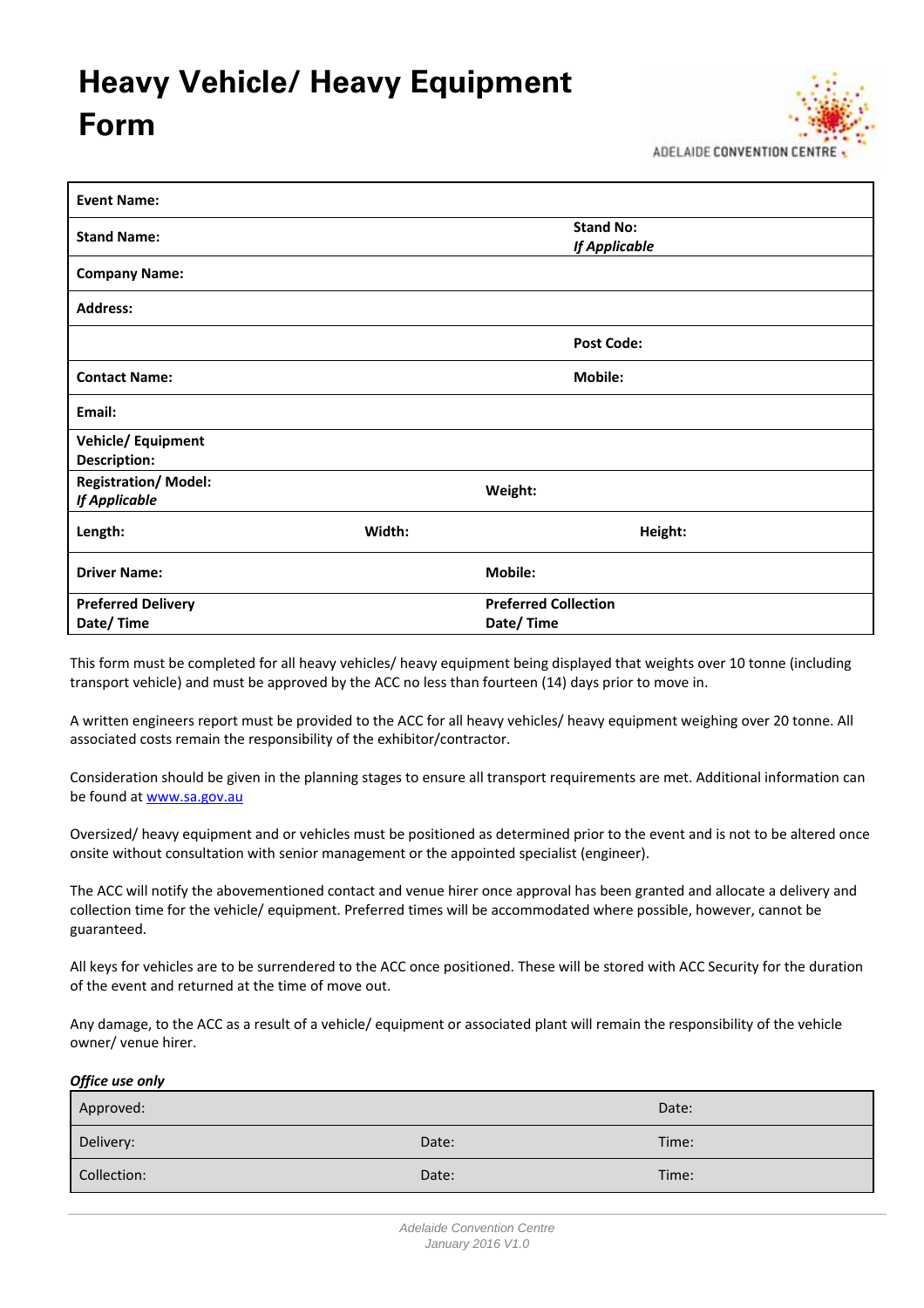# Heavy Vehicle/ Heavy Equipment Form

ADELAIDE CONVENTION CENTRE

| | | |
|---|---|---|
| **Event Name:** | | |
| **Stand Name:** | | **Stand No:** ***If Applicable*** |
| **Company Name:** | | |
| **Address:** | | |
| | | **Post Code:** |
| **Contact Name:** | | **Mobile:** |
| **Email:** | | |
| **Vehicle/ Equipment Description:** | | |
| **Registration/ Model:** ***If Applicable*** | **Weight:** | |
| **Length:** | **Width:** | **Height:** |
| **Driver Name:** | **Mobile:** | |
| **Preferred Delivery Date/ Time** | **Preferred Collection Date/ Time** | |

This form must be completed for all heavy vehicles/ heavy equipment being displayed that weights over 10 tonne (including transport vehicle) and must be approved by the ACC no less than fourteen (14) days prior to move in.

A written engineers report must be provided to the ACC for all heavy vehicles/ heavy equipment weighing over 20 tonne. All associated costs remain the responsibility of the exhibitor/contractor.

Consideration should be given in the planning stages to ensure all transport requirements are met. Additional information can be found at www.sa.gov.au

Oversized/ heavy equipment and or vehicles must be positioned as determined prior to the event and is not to be altered once onsite without consultation with senior management or the appointed specialist (engineer).

The ACC will notify the abovementioned contact and venue hirer once approval has been granted and allocate a delivery and collection time for the vehicle/ equipment. Preferred times will be accommodated where possible, however, cannot be guaranteed.

All keys for vehicles are to be surrendered to the ACC once positioned. These will be stored with ACC Security for the duration of the event and returned at the time of move out.

Any damage, to the ACC as a result of a vehicle/ equipment or associated plant will remain the responsibility of the vehicle owner/ venue hirer.

***Office use only***

| | | |
|---|---|---|
| Approved: | | Date: |
| Delivery: | Date: | Time: |
| Collection: | Date: | Time: |

*Adelaide Convention Centre*
*January 2016 V1.0*